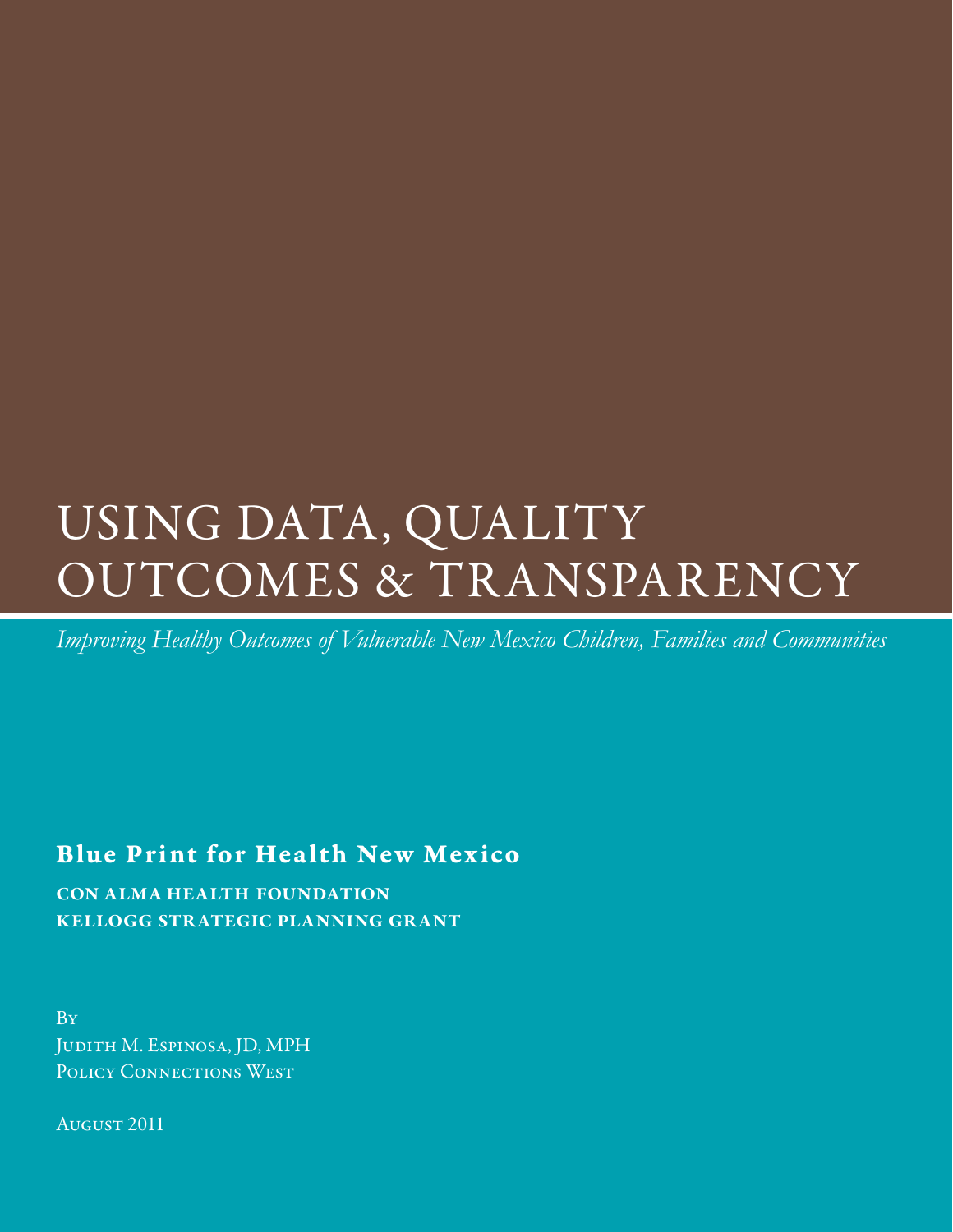# USING DATA, QUALITY OUTCOMES & TRANSPARENCY

*Improving Healthy Outcomes of Vulnerable New Mexico Children, Families and Communities*

## Blue Print for Health New Mexico

**CON ALMA HEALTH FOUNDATION**
**KELLOGG STRATEGIC PLANNING GRANT**

By
Judith M. Espinosa, JD, MPH
Policy Connections West

August 2011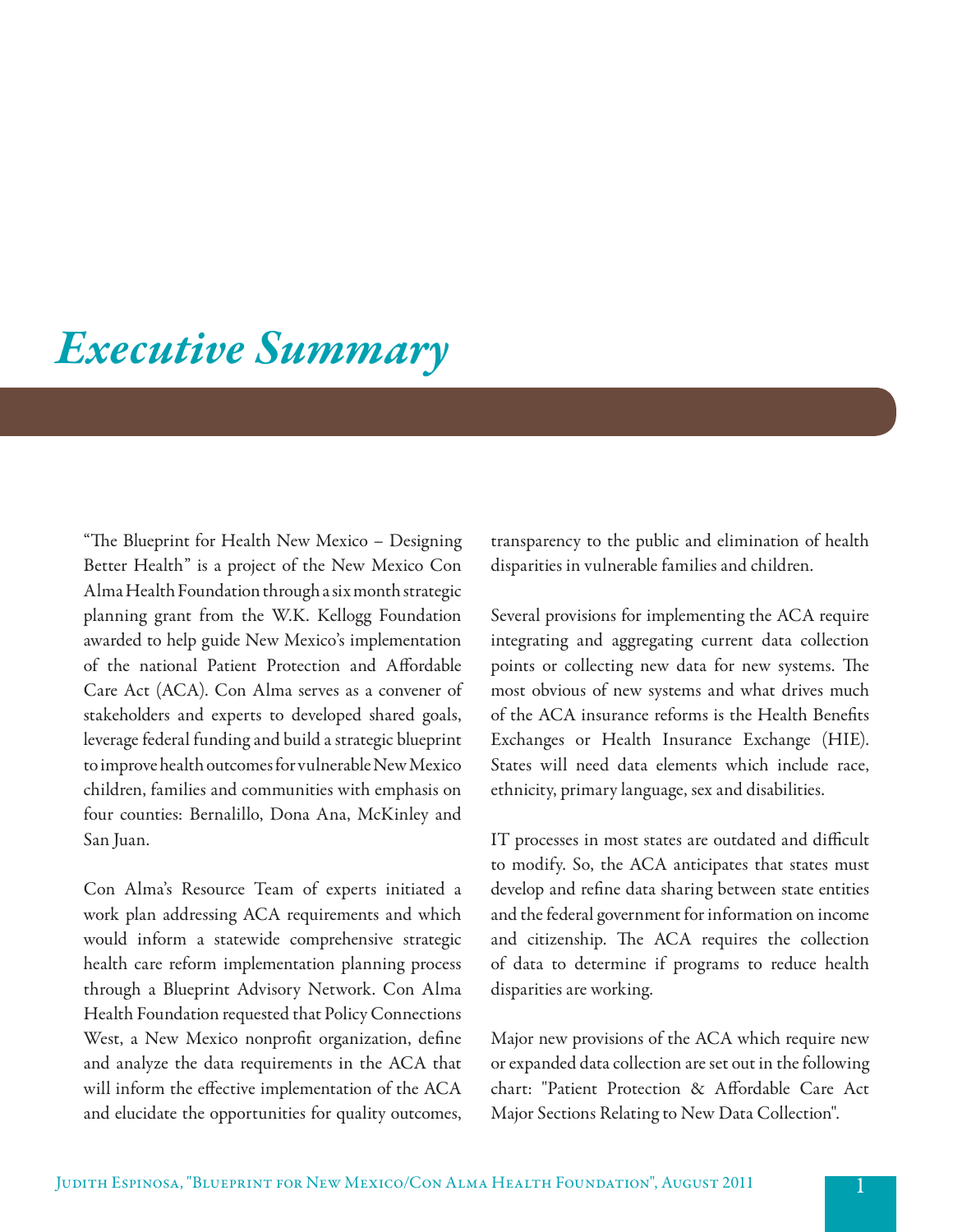# *Executive Summary*

"The Blueprint for Health New Mexico – Designing Better Health" is a project of the New Mexico Con Alma Health Foundation through a six month strategic planning grant from the W.K. Kellogg Foundation awarded to help guide New Mexico's implementation of the national Patient Protection and Affordable Care Act (ACA). Con Alma serves as a convener of stakeholders and experts to developed shared goals, leverage federal funding and build a strategic blueprint to improve health outcomes for vulnerable New Mexico children, families and communities with emphasis on four counties: Bernalillo, Dona Ana, McKinley and San Juan.

Con Alma's Resource Team of experts initiated a work plan addressing ACA requirements and which would inform a statewide comprehensive strategic health care reform implementation planning process through a Blueprint Advisory Network. Con Alma Health Foundation requested that Policy Connections West, a New Mexico nonprofit organization, define and analyze the data requirements in the ACA that will inform the effective implementation of the ACA and elucidate the opportunities for quality outcomes, transparency to the public and elimination of health disparities in vulnerable families and children.

Several provisions for implementing the ACA require integrating and aggregating current data collection points or collecting new data for new systems. The most obvious of new systems and what drives much of the ACA insurance reforms is the Health Benefits Exchanges or Health Insurance Exchange (HIE). States will need data elements which include race, ethnicity, primary language, sex and disabilities.

IT processes in most states are outdated and difficult to modify. So, the ACA anticipates that states must develop and refine data sharing between state entities and the federal government for information on income and citizenship. The ACA requires the collection of data to determine if programs to reduce health disparities are working.

Major new provisions of the ACA which require new or expanded data collection are set out in the following chart: "Patient Protection & Affordable Care Act Major Sections Relating to New Data Collection".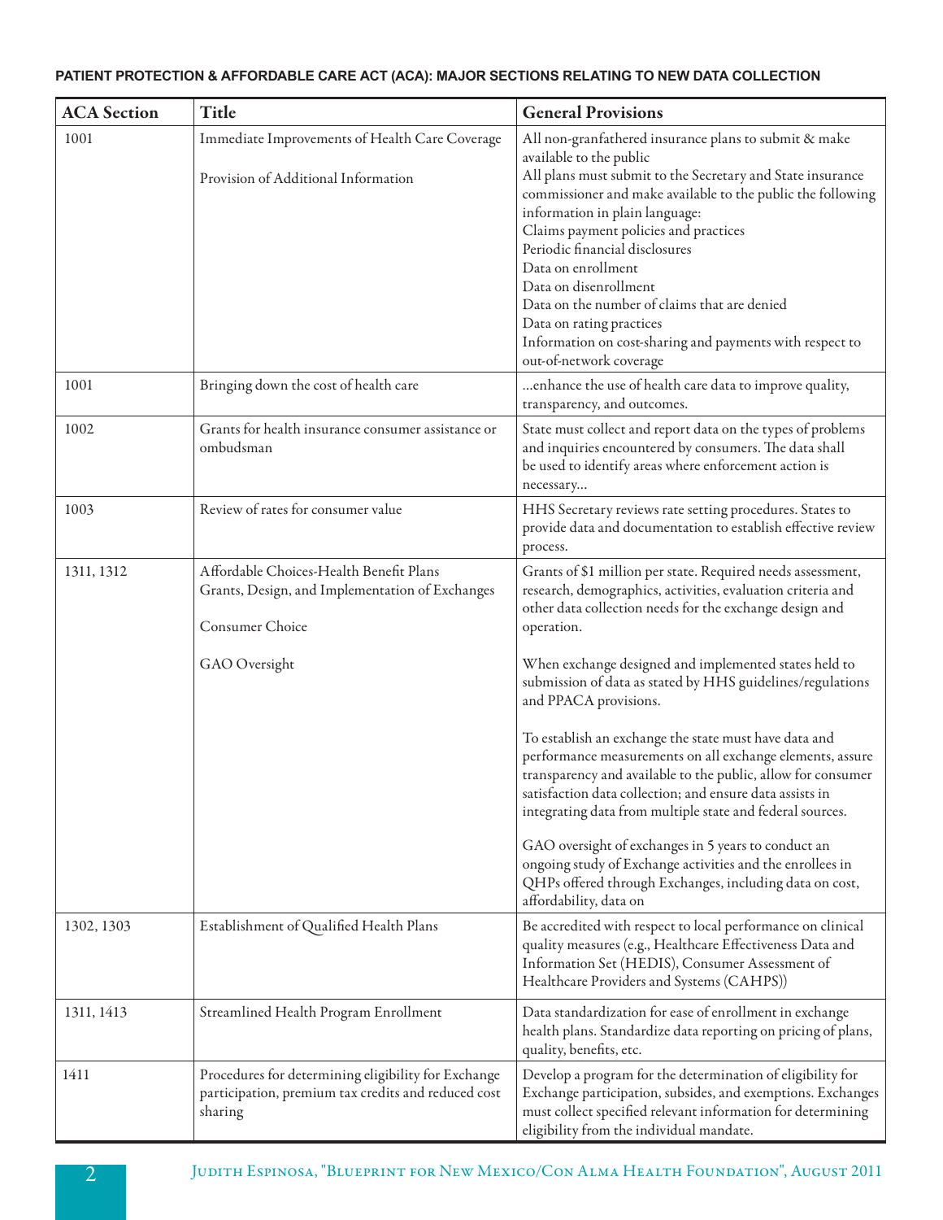**PATIENT PROTECTION & AFFORDABLE CARE ACT (ACA): MAJOR SECTIONS RELATING TO NEW DATA COLLECTION**

| ACA Section | Title | General Provisions |
|---|---|---|
| 1001 | Immediate Improvements of Health Care Coverage<br><br>Provision of Additional Information | All non-granfathered insurance plans to submit & make available to the public<br>All plans must submit to the Secretary and State insurance commissioner and make available to the public the following information in plain language:<br>Claims payment policies and practices<br>Periodic financial disclosures<br>Data on enrollment<br>Data on disenrollment<br>Data on the number of claims that are denied<br>Data on rating practices<br>Information on cost-sharing and payments with respect to out-of-network coverage |
| 1001 | Bringing down the cost of health care | ...enhance the use of health care data to improve quality, transparency, and outcomes. |
| 1002 | Grants for health insurance consumer assistance or ombudsman | State must collect and report data on the types of problems and inquiries encountered by consumers. The data shall be used to identify areas where enforcement action is necessary... |
| 1003 | Review of rates for consumer value | HHS Secretary reviews rate setting procedures. States to provide data and documentation to establish effective review process. |
| 1311, 1312 | Affordable Choices-Health Benefit Plans<br>Grants, Design, and Implementation of Exchanges<br><br>Consumer Choice<br><br>GAO Oversight | Grants of $1 million per state. Required needs assessment, research, demographics, activities, evaluation criteria and other data collection needs for the exchange design and operation.<br><br>When exchange designed and implemented states held to submission of data as stated by HHS guidelines/regulations and PPACA provisions.<br><br>To establish an exchange the state must have data and performance measurements on all exchange elements, assure transparency and available to the public, allow for consumer satisfaction data collection; and ensure data assists in integrating data from multiple state and federal sources.<br><br>GAO oversight of exchanges in 5 years to conduct an ongoing study of Exchange activities and the enrollees in QHPs offered through Exchanges, including data on cost, affordability, data on |
| 1302, 1303 | Establishment of Qualified Health Plans | Be accredited with respect to local performance on clinical quality measures (e.g., Healthcare Effectiveness Data and Information Set (HEDIS), Consumer Assessment of Healthcare Providers and Systems (CAHPS)) |
| 1311, 1413 | Streamlined Health Program Enrollment | Data standardization for ease of enrollment in exchange health plans. Standardize data reporting on pricing of plans, quality, benefits, etc. |
| 1411 | Procedures for determining eligibility for Exchange participation, premium tax credits and reduced cost sharing | Develop a program for the determination of eligibility for Exchange participation, subsides, and exemptions. Exchanges must collect specified relevant information for determining eligibility from the individual mandate. |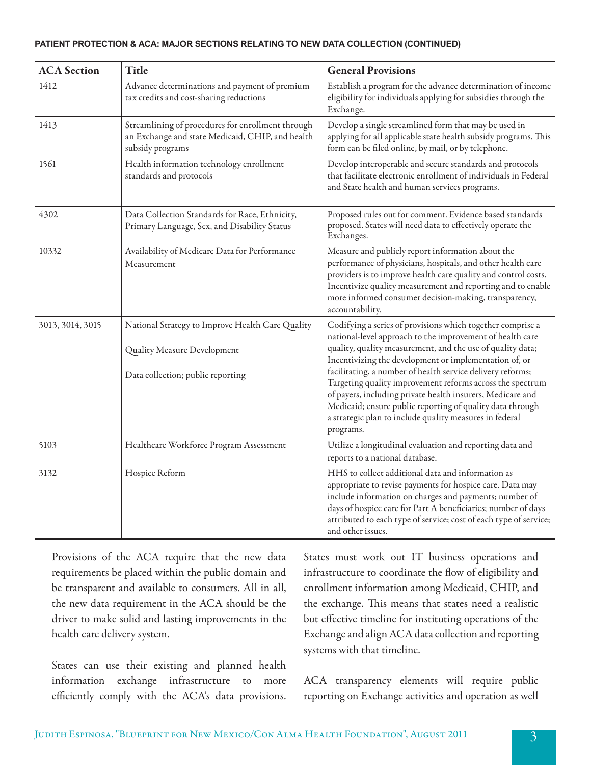**PATIENT PROTECTION & ACA: MAJOR SECTIONS RELATING TO NEW DATA COLLECTION (CONTINUED)**

| ACA Section | Title | General Provisions |
|---|---|---|
| 1412 | Advance determinations and payment of premium tax credits and cost-sharing reductions | Establish a program for the advance determination of income eligibility for individuals applying for subsidies through the Exchange. |
| 1413 | Streamlining of procedures for enrollment through an Exchange and state Medicaid, CHIP, and health subsidy programs | Develop a single streamlined form that may be used in applying for all applicable state health subsidy programs. This form can be filed online, by mail, or by telephone. |
| 1561 | Health information technology enrollment standards and protocols | Develop interoperable and secure standards and protocols that facilitate electronic enrollment of individuals in Federal and State health and human services programs. |
| 4302 | Data Collection Standards for Race, Ethnicity, Primary Language, Sex, and Disability Status | Proposed rules out for comment. Evidence based standards proposed. States will need data to effectively operate the Exchanges. |
| 10332 | Availability of Medicare Data for Performance Measurement | Measure and publicly report information about the performance of physicians, hospitals, and other health care providers is to improve health care quality and control costs. Incentivize quality measurement and reporting and to enable more informed consumer decision-making, transparency, accountability. |
| 3013, 3014, 3015 | National Strategy to Improve Health Care Quality<br><br>Quality Measure Development<br><br>Data collection; public reporting | Codifying a series of provisions which together comprise a national-level approach to the improvement of health care quality, quality measurement, and the use of quality data; Incentivizing the development or implementation of, or facilitating, a number of health service delivery reforms; Targeting quality improvement reforms across the spectrum of payers, including private health insurers, Medicare and Medicaid; ensure public reporting of quality data through a strategic plan to include quality measures in federal programs. |
| 5103 | Healthcare Workforce Program Assessment | Utilize a longitudinal evaluation and reporting data and reports to a national database. |
| 3132 | Hospice Reform | HHS to collect additional data and information as appropriate to revise payments for hospice care. Data may include information on charges and payments; number of days of hospice care for Part A beneficiaries; number of days attributed to each type of service; cost of each type of service; and other issues. |

Provisions of the ACA require that the new data requirements be placed within the public domain and be transparent and available to consumers. All in all, the new data requirement in the ACA should be the driver to make solid and lasting improvements in the health care delivery system.

States can use their existing and planned health information exchange infrastructure to more efficiently comply with the ACA's data provisions. States must work out IT business operations and infrastructure to coordinate the flow of eligibility and enrollment information among Medicaid, CHIP, and the exchange. This means that states need a realistic but effective timeline for instituting operations of the Exchange and align ACA data collection and reporting systems with that timeline.

ACA transparency elements will require public reporting on Exchange activities and operation as well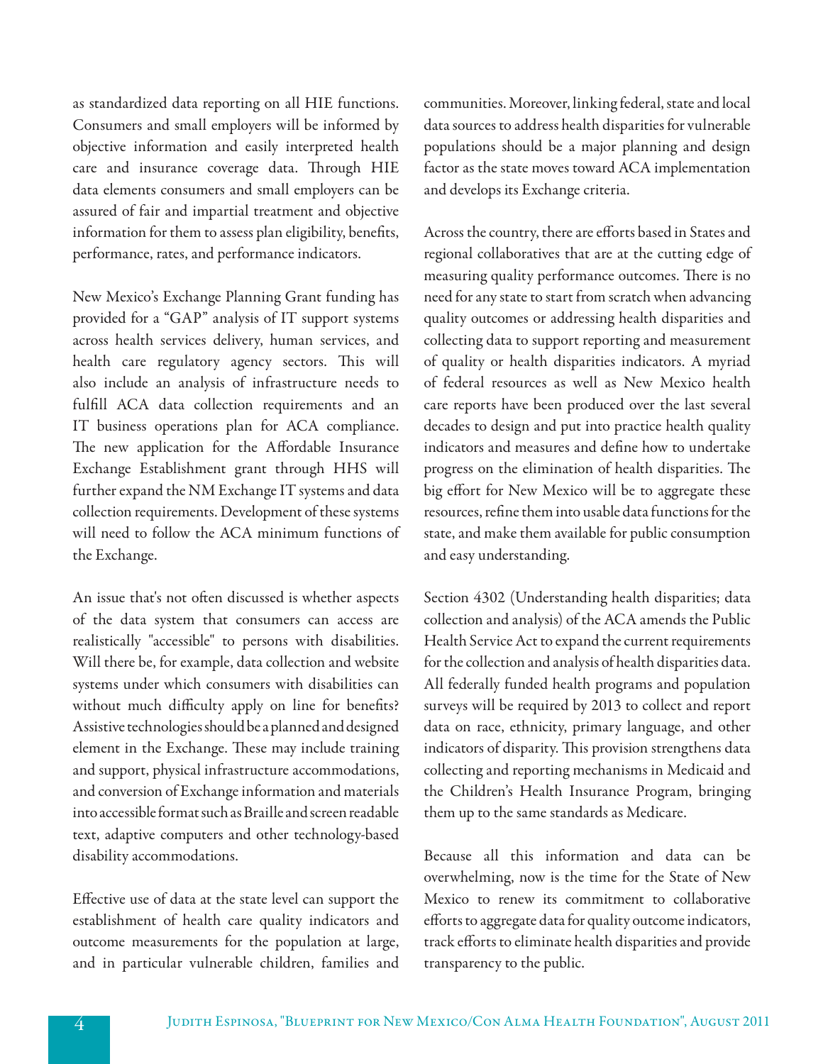as standardized data reporting on all HIE functions. Consumers and small employers will be informed by objective information and easily interpreted health care and insurance coverage data. Through HIE data elements consumers and small employers can be assured of fair and impartial treatment and objective information for them to assess plan eligibility, benefits, performance, rates, and performance indicators.

New Mexico's Exchange Planning Grant funding has provided for a "GAP" analysis of IT support systems across health services delivery, human services, and health care regulatory agency sectors. This will also include an analysis of infrastructure needs to fulfill ACA data collection requirements and an IT business operations plan for ACA compliance. The new application for the Affordable Insurance Exchange Establishment grant through HHS will further expand the NM Exchange IT systems and data collection requirements. Development of these systems will need to follow the ACA minimum functions of the Exchange.

An issue that's not often discussed is whether aspects of the data system that consumers can access are realistically "accessible" to persons with disabilities. Will there be, for example, data collection and website systems under which consumers with disabilities can without much difficulty apply on line for benefits? Assistive technologies should be a planned and designed element in the Exchange. These may include training and support, physical infrastructure accommodations, and conversion of Exchange information and materials into accessible format such as Braille and screen readable text, adaptive computers and other technology-based disability accommodations.

Effective use of data at the state level can support the establishment of health care quality indicators and outcome measurements for the population at large, and in particular vulnerable children, families and communities. Moreover, linking federal, state and local data sources to address health disparities for vulnerable populations should be a major planning and design factor as the state moves toward ACA implementation and develops its Exchange criteria.

Across the country, there are efforts based in States and regional collaboratives that are at the cutting edge of measuring quality performance outcomes. There is no need for any state to start from scratch when advancing quality outcomes or addressing health disparities and collecting data to support reporting and measurement of quality or health disparities indicators. A myriad of federal resources as well as New Mexico health care reports have been produced over the last several decades to design and put into practice health quality indicators and measures and define how to undertake progress on the elimination of health disparities. The big effort for New Mexico will be to aggregate these resources, refine them into usable data functions for the state, and make them available for public consumption and easy understanding.

Section 4302 (Understanding health disparities; data collection and analysis) of the ACA amends the Public Health Service Act to expand the current requirements for the collection and analysis of health disparities data. All federally funded health programs and population surveys will be required by 2013 to collect and report data on race, ethnicity, primary language, and other indicators of disparity. This provision strengthens data collecting and reporting mechanisms in Medicaid and the Children's Health Insurance Program, bringing them up to the same standards as Medicare.

Because all this information and data can be overwhelming, now is the time for the State of New Mexico to renew its commitment to collaborative efforts to aggregate data for quality outcome indicators, track efforts to eliminate health disparities and provide transparency to the public.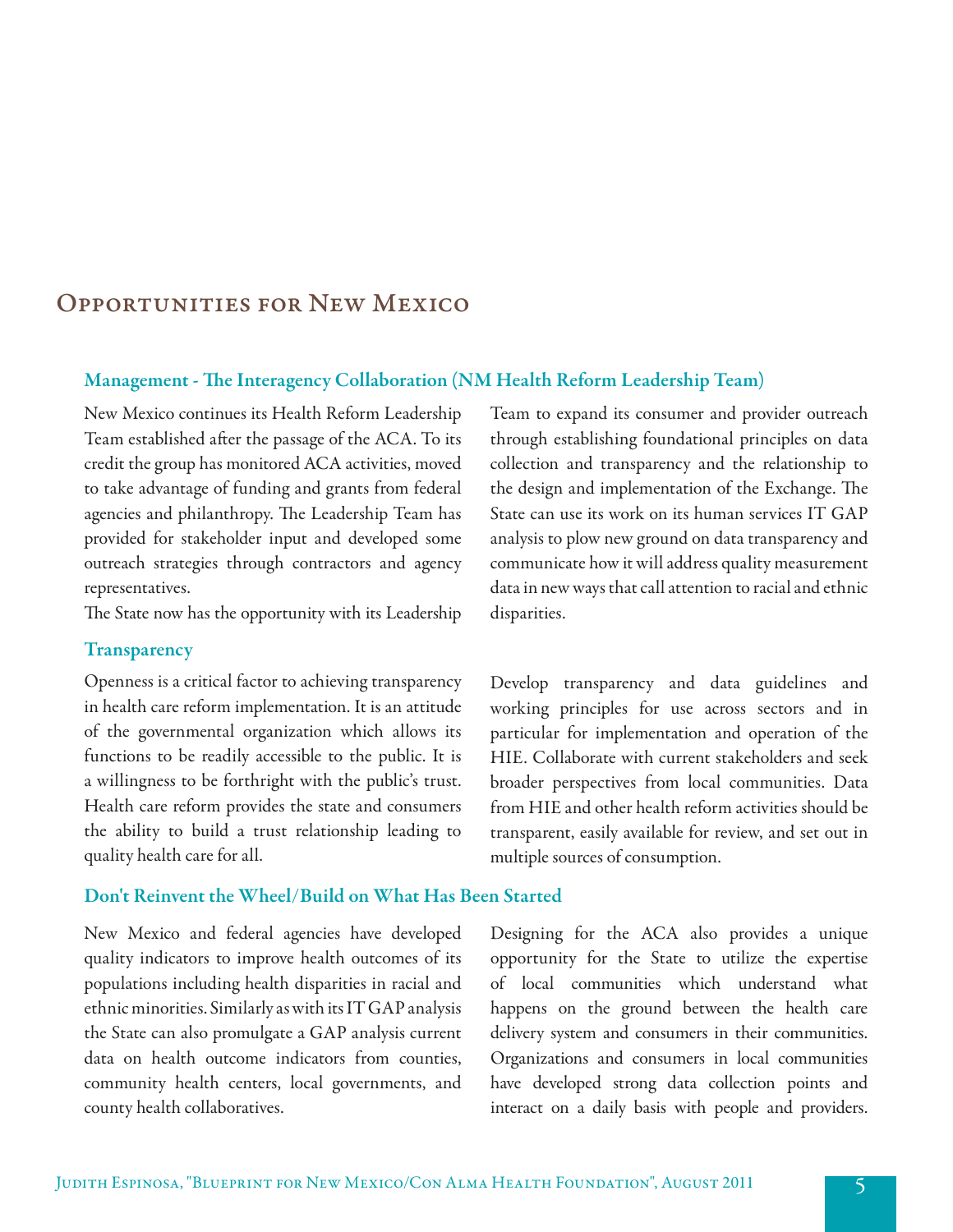## Opportunities for New Mexico

### Management - The Interagency Collaboration (NM Health Reform Leadership Team)

New Mexico continues its Health Reform Leadership Team established after the passage of the ACA. To its credit the group has monitored ACA activities, moved to take advantage of funding and grants from federal agencies and philanthropy. The Leadership Team has provided for stakeholder input and developed some outreach strategies through contractors and agency representatives.

The State now has the opportunity with its Leadership Team to expand its consumer and provider outreach through establishing foundational principles on data collection and transparency and the relationship to the design and implementation of the Exchange. The State can use its work on its human services IT GAP analysis to plow new ground on data transparency and communicate how it will address quality measurement data in new ways that call attention to racial and ethnic disparities.

### Transparency

Openness is a critical factor to achieving transparency in health care reform implementation. It is an attitude of the governmental organization which allows its functions to be readily accessible to the public. It is a willingness to be forthright with the public's trust. Health care reform provides the state and consumers the ability to build a trust relationship leading to quality health care for all.

Develop transparency and data guidelines and working principles for use across sectors and in particular for implementation and operation of the HIE. Collaborate with current stakeholders and seek broader perspectives from local communities. Data from HIE and other health reform activities should be transparent, easily available for review, and set out in multiple sources of consumption.

### Don't Reinvent the Wheel/Build on What Has Been Started

New Mexico and federal agencies have developed quality indicators to improve health outcomes of its populations including health disparities in racial and ethnic minorities. Similarly as with its IT GAP analysis the State can also promulgate a GAP analysis current data on health outcome indicators from counties, community health centers, local governments, and county health collaboratives.

Designing for the ACA also provides a unique opportunity for the State to utilize the expertise of local communities which understand what happens on the ground between the health care delivery system and consumers in their communities. Organizations and consumers in local communities have developed strong data collection points and interact on a daily basis with people and providers.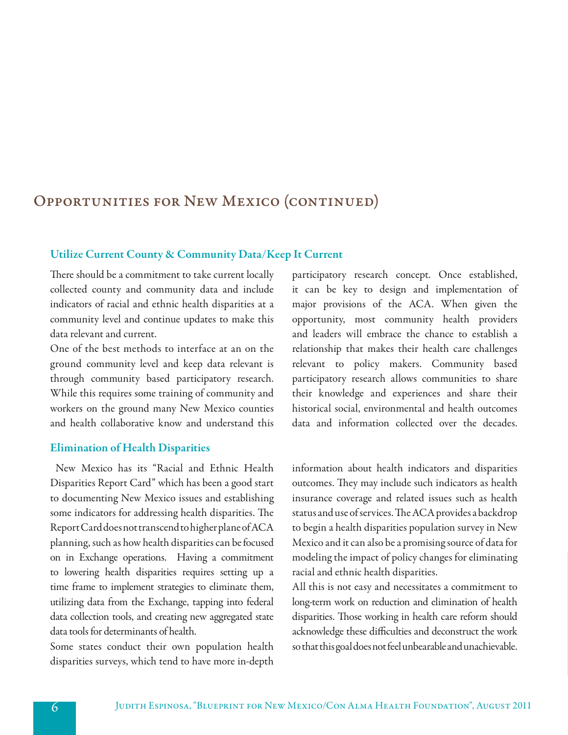# Opportunities for New Mexico (continued)

### Utilize Current County & Community Data/Keep It Current

There should be a commitment to take current locally collected county and community data and include indicators of racial and ethnic health disparities at a community level and continue updates to make this data relevant and current.

One of the best methods to interface at an on the ground community level and keep data relevant is through community based participatory research. While this requires some training of community and workers on the ground many New Mexico counties and health collaborative know and understand this participatory research concept. Once established, it can be key to design and implementation of major provisions of the ACA. When given the opportunity, most community health providers and leaders will embrace the chance to establish a relationship that makes their health care challenges relevant to policy makers. Community based participatory research allows communities to share their knowledge and experiences and share their historical social, environmental and health outcomes data and information collected over the decades.

### Elimination of Health Disparities

New Mexico has its "Racial and Ethnic Health Disparities Report Card" which has been a good start to documenting New Mexico issues and establishing some indicators for addressing health disparities. The Report Card does not transcend to higher plane of ACA planning, such as how health disparities can be focused on in Exchange operations. Having a commitment to lowering health disparities requires setting up a time frame to implement strategies to eliminate them, utilizing data from the Exchange, tapping into federal data collection tools, and creating new aggregated state data tools for determinants of health.

Some states conduct their own population health disparities surveys, which tend to have more in-depth information about health indicators and disparities outcomes. They may include such indicators as health insurance coverage and related issues such as health status and use of services. The ACA provides a backdrop to begin a health disparities population survey in New Mexico and it can also be a promising source of data for modeling the impact of policy changes for eliminating racial and ethnic health disparities.

All this is not easy and necessitates a commitment to long-term work on reduction and elimination of health disparities. Those working in health care reform should acknowledge these difficulties and deconstruct the work so that this goal does not feel unbearable and unachievable.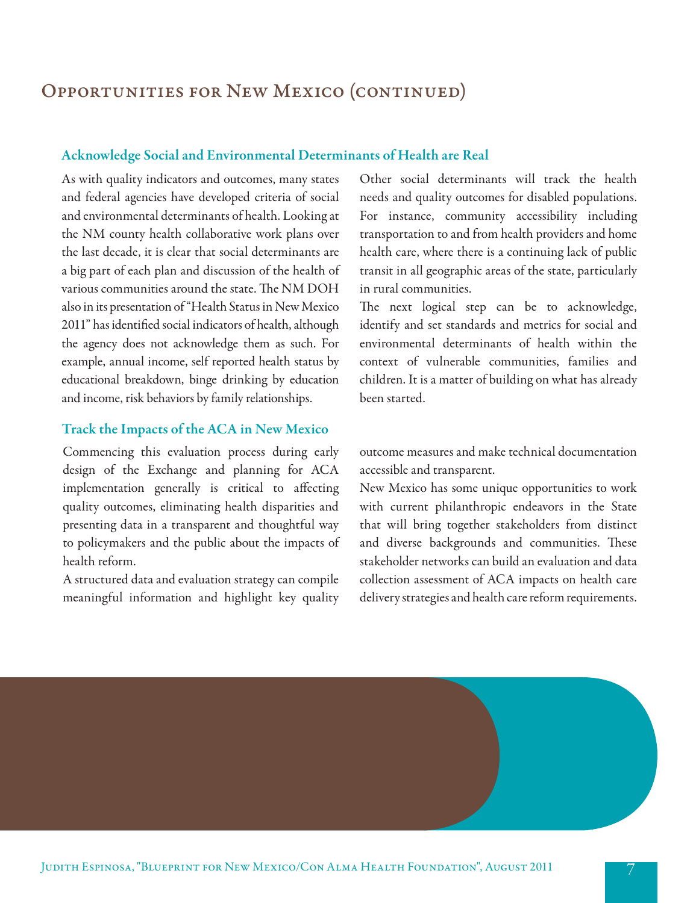## Opportunities for New Mexico (continued)

### Acknowledge Social and Environmental Determinants of Health are Real

As with quality indicators and outcomes, many states and federal agencies have developed criteria of social and environmental determinants of health. Looking at the NM county health collaborative work plans over the last decade, it is clear that social determinants are a big part of each plan and discussion of the health of various communities around the state. The NM DOH also in its presentation of "Health Status in New Mexico 2011" has identified social indicators of health, although the agency does not acknowledge them as such. For example, annual income, self reported health status by educational breakdown, binge drinking by education and income, risk behaviors by family relationships.

Other social determinants will track the health needs and quality outcomes for disabled populations. For instance, community accessibility including transportation to and from health providers and home health care, where there is a continuing lack of public transit in all geographic areas of the state, particularly in rural communities.

The next logical step can be to acknowledge, identify and set standards and metrics for social and environmental determinants of health within the context of vulnerable communities, families and children. It is a matter of building on what has already been started.

### Track the Impacts of the ACA in New Mexico

Commencing this evaluation process during early design of the Exchange and planning for ACA implementation generally is critical to affecting quality outcomes, eliminating health disparities and presenting data in a transparent and thoughtful way to policymakers and the public about the impacts of health reform.

A structured data and evaluation strategy can compile meaningful information and highlight key quality outcome measures and make technical documentation accessible and transparent.

New Mexico has some unique opportunities to work with current philanthropic endeavors in the State that will bring together stakeholders from distinct and diverse backgrounds and communities. These stakeholder networks can build an evaluation and data collection assessment of ACA impacts on health care delivery strategies and health care reform requirements.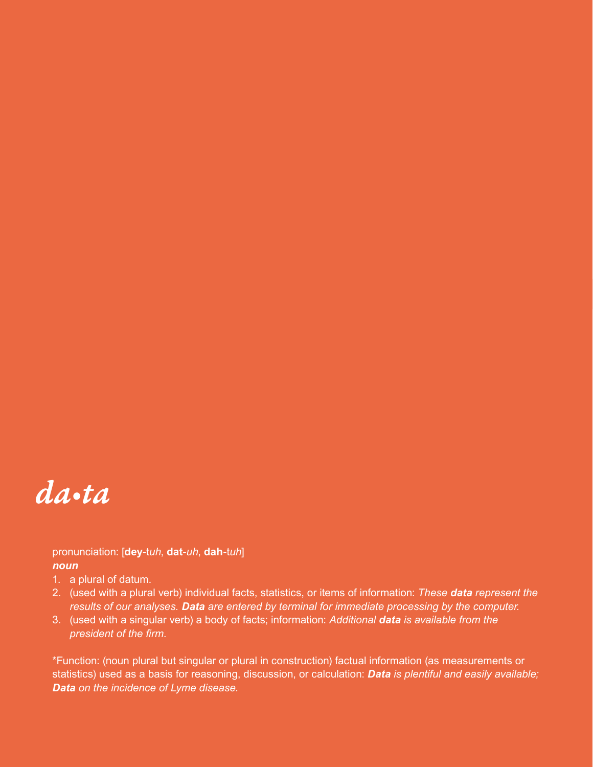# *da•ta*

pronunciation: [**dey**-t*uh*, **dat**-*uh*, **dah**-t*uh*]

***noun***

1. a plural of datum.
2. (used with a plural verb) individual facts, statistics, or items of information: *These **data** represent the results of our analyses. **Data** are entered by terminal for immediate processing by the computer.*
3. (used with a singular verb) a body of facts; information: *Additional **data** is available from the president of the firm.*

*Function: (noun plural but singular or plural in construction) factual information (as measurements or statistics) used as a basis for reasoning, discussion, or calculation: ***Data** is plentiful and easily available; **Data** on the incidence of Lyme disease.*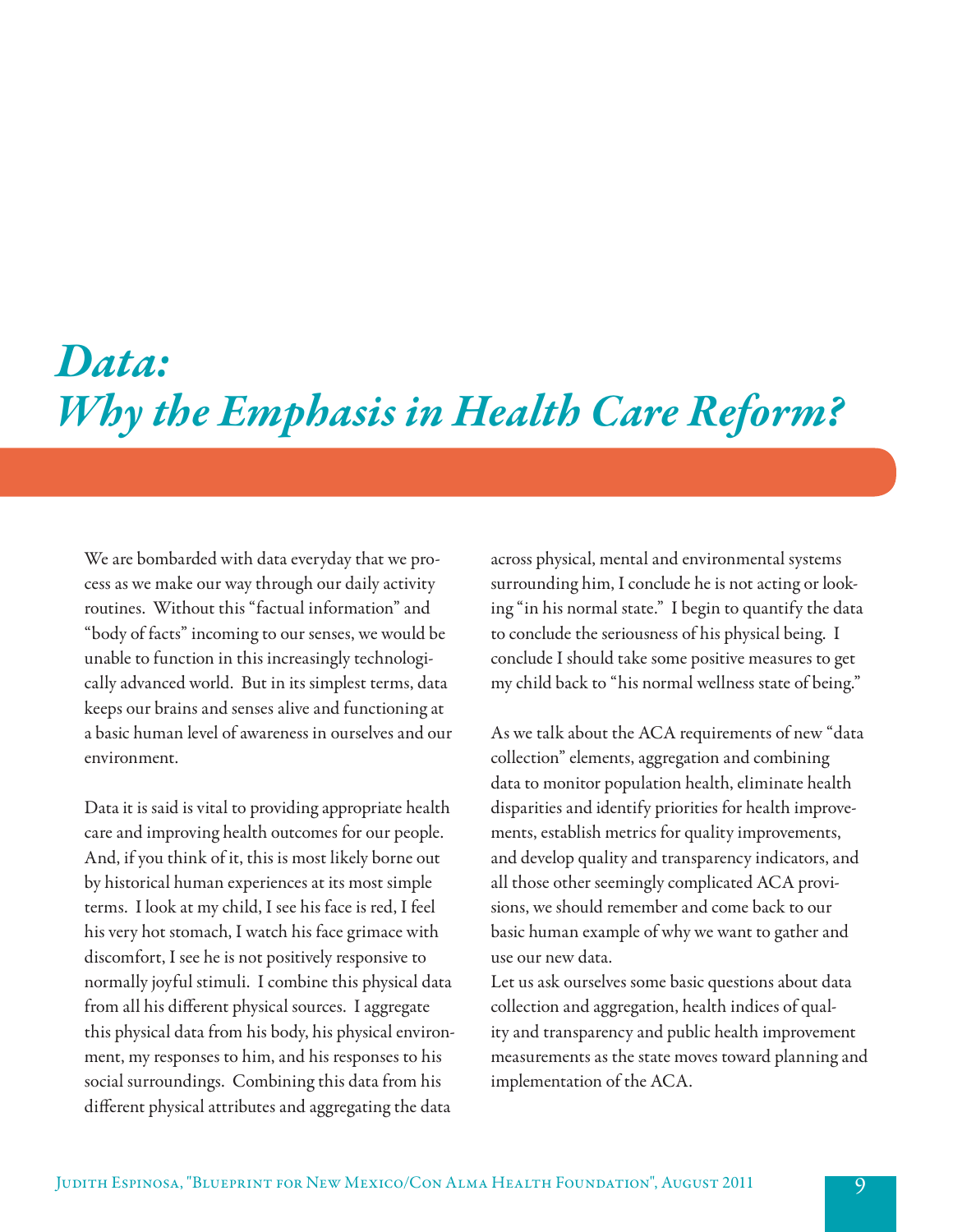# *Data: Why the Emphasis in Health Care Reform?*

We are bombarded with data everyday that we process as we make our way through our daily activity routines. Without this "factual information" and "body of facts" incoming to our senses, we would be unable to function in this increasingly technologically advanced world. But in its simplest terms, data keeps our brains and senses alive and functioning at a basic human level of awareness in ourselves and our environment.

Data it is said is vital to providing appropriate health care and improving health outcomes for our people. And, if you think of it, this is most likely borne out by historical human experiences at its most simple terms. I look at my child, I see his face is red, I feel his very hot stomach, I watch his face grimace with discomfort, I see he is not positively responsive to normally joyful stimuli. I combine this physical data from all his different physical sources. I aggregate this physical data from his body, his physical environment, my responses to him, and his responses to his social surroundings. Combining this data from his different physical attributes and aggregating the data across physical, mental and environmental systems surrounding him, I conclude he is not acting or looking "in his normal state." I begin to quantify the data to conclude the seriousness of his physical being. I conclude I should take some positive measures to get my child back to "his normal wellness state of being."

As we talk about the ACA requirements of new "data collection" elements, aggregation and combining data to monitor population health, eliminate health disparities and identify priorities for health improvements, establish metrics for quality improvements, and develop quality and transparency indicators, and all those other seemingly complicated ACA provisions, we should remember and come back to our basic human example of why we want to gather and use our new data.

Let us ask ourselves some basic questions about data collection and aggregation, health indices of quality and transparency and public health improvement measurements as the state moves toward planning and implementation of the ACA.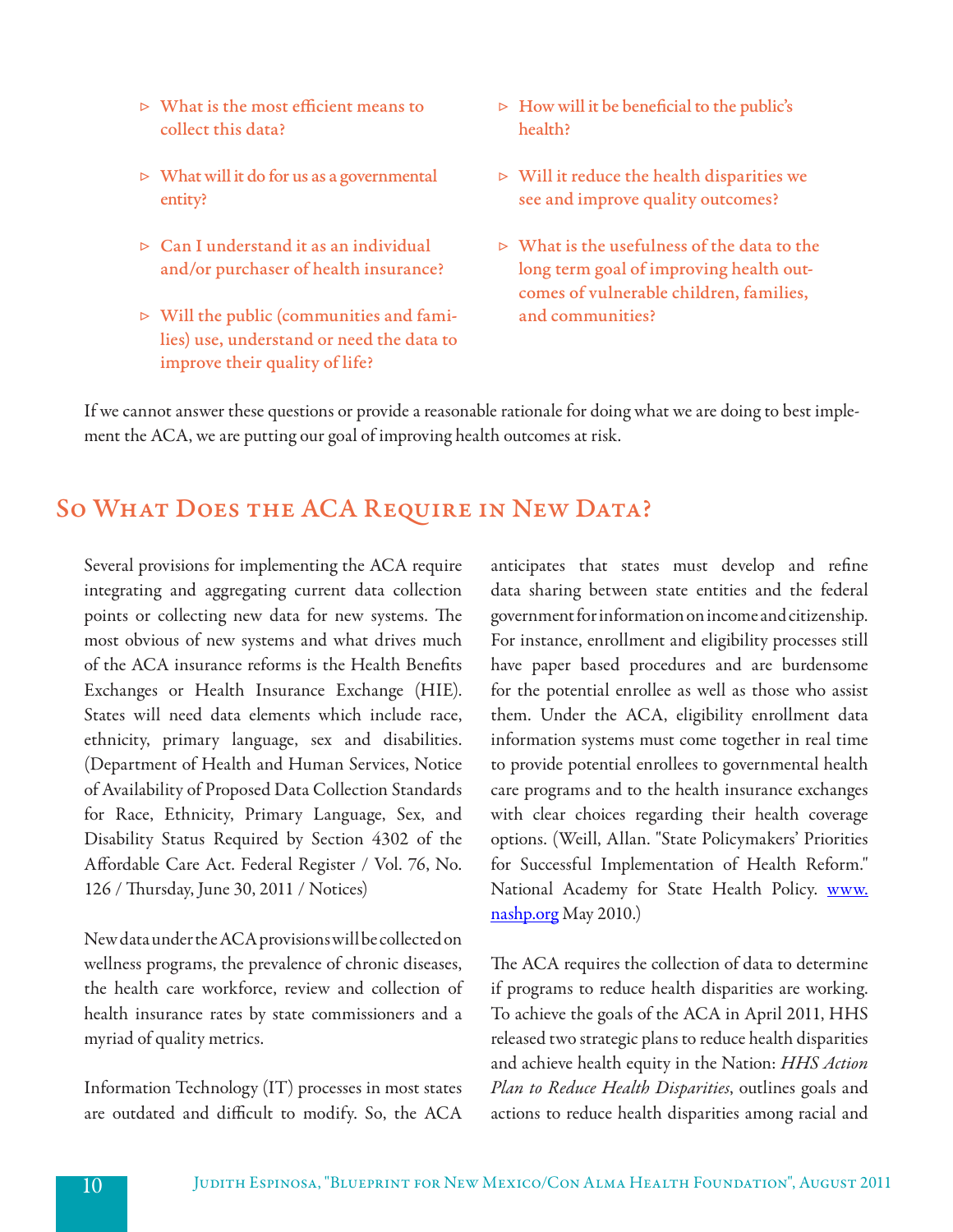- What is the most efficient means to collect this data?
- What will it do for us as a governmental entity?
- Can I understand it as an individual and/or purchaser of health insurance?
- Will the public (communities and families) use, understand or need the data to improve their quality of life?
- How will it be beneficial to the public's health?
- Will it reduce the health disparities we see and improve quality outcomes?
- What is the usefulness of the data to the long term goal of improving health outcomes of vulnerable children, families, and communities?

If we cannot answer these questions or provide a reasonable rationale for doing what we are doing to best implement the ACA, we are putting our goal of improving health outcomes at risk.

## So What Does the ACA Require in New Data?

Several provisions for implementing the ACA require integrating and aggregating current data collection points or collecting new data for new systems. The most obvious of new systems and what drives much of the ACA insurance reforms is the Health Benefits Exchanges or Health Insurance Exchange (HIE). States will need data elements which include race, ethnicity, primary language, sex and disabilities. (Department of Health and Human Services, Notice of Availability of Proposed Data Collection Standards for Race, Ethnicity, Primary Language, Sex, and Disability Status Required by Section 4302 of the Affordable Care Act. Federal Register / Vol. 76, No. 126 / Thursday, June 30, 2011 / Notices)

New data under the ACA provisions will be collected on wellness programs, the prevalence of chronic diseases, the health care workforce, review and collection of health insurance rates by state commissioners and a myriad of quality metrics.

Information Technology (IT) processes in most states are outdated and difficult to modify. So, the ACA anticipates that states must develop and refine data sharing between state entities and the federal government for information on income and citizenship. For instance, enrollment and eligibility processes still have paper based procedures and are burdensome for the potential enrollee as well as those who assist them. Under the ACA, eligibility enrollment data information systems must come together in real time to provide potential enrollees to governmental health care programs and to the health insurance exchanges with clear choices regarding their health coverage options. (Weill, Allan. "State Policymakers' Priorities for Successful Implementation of Health Reform." National Academy for State Health Policy. [www.nashp.org](http://www.nashp.org) May 2010.)

The ACA requires the collection of data to determine if programs to reduce health disparities are working. To achieve the goals of the ACA in April 2011, HHS released two strategic plans to reduce health disparities and achieve health equity in the Nation: *HHS Action Plan to Reduce Health Disparities*, outlines goals and actions to reduce health disparities among racial and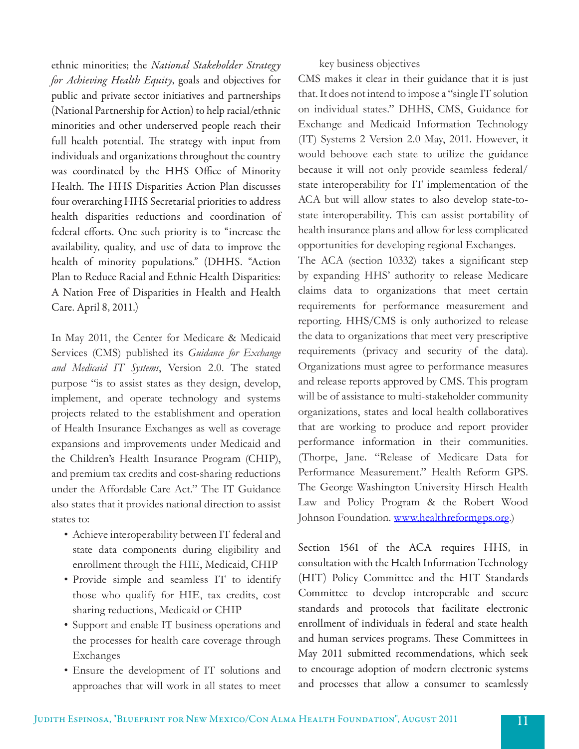ethnic minorities; the *National Stakeholder Strategy for Achieving Health Equity*, goals and objectives for public and private sector initiatives and partnerships (National Partnership for Action) to help racial/ethnic minorities and other underserved people reach their full health potential. The strategy with input from individuals and organizations throughout the country was coordinated by the HHS Office of Minority Health. The HHS Disparities Action Plan discusses four overarching HHS Secretarial priorities to address health disparities reductions and coordination of federal efforts. One such priority is to "increase the availability, quality, and use of data to improve the health of minority populations." (DHHS. "Action Plan to Reduce Racial and Ethnic Health Disparities: A Nation Free of Disparities in Health and Health Care. April 8, 2011.)

In May 2011, the Center for Medicare & Medicaid Services (CMS) published its *Guidance for Exchange and Medicaid IT Systems*, Version 2.0. The stated purpose "is to assist states as they design, develop, implement, and operate technology and systems projects related to the establishment and operation of Health Insurance Exchanges as well as coverage expansions and improvements under Medicaid and the Children's Health Insurance Program (CHIP), and premium tax credits and cost-sharing reductions under the Affordable Care Act." The IT Guidance also states that it provides national direction to assist states to:

- Achieve interoperability between IT federal and state data components during eligibility and enrollment through the HIE, Medicaid, CHIP
- Provide simple and seamless IT to identify those who qualify for HIE, tax credits, cost sharing reductions, Medicaid or CHIP
- Support and enable IT business operations and the processes for health care coverage through Exchanges
- Ensure the development of IT solutions and approaches that will work in all states to meet key business objectives

CMS makes it clear in their guidance that it is just that. It does not intend to impose a "single IT solution on individual states." DHHS, CMS, Guidance for Exchange and Medicaid Information Technology (IT) Systems 2 Version 2.0 May, 2011. However, it would behoove each state to utilize the guidance because it will not only provide seamless federal/state interoperability for IT implementation of the ACA but will allow states to also develop state-to-state interoperability. This can assist portability of health insurance plans and allow for less complicated opportunities for developing regional Exchanges.

The ACA (section 10332) takes a significant step by expanding HHS' authority to release Medicare claims data to organizations that meet certain requirements for performance measurement and reporting. HHS/CMS is only authorized to release the data to organizations that meet very prescriptive requirements (privacy and security of the data). Organizations must agree to performance measures and release reports approved by CMS. This program will be of assistance to multi-stakeholder community organizations, states and local health collaboratives that are working to produce and report provider performance information in their communities. (Thorpe, Jane. "Release of Medicare Data for Performance Measurement." Health Reform GPS. The George Washington University Hirsch Health Law and Policy Program & the Robert Wood Johnson Foundation. www.healthreformgps.org.)

Section 1561 of the ACA requires HHS, in consultation with the Health Information Technology (HIT) Policy Committee and the HIT Standards Committee to develop interoperable and secure standards and protocols that facilitate electronic enrollment of individuals in federal and state health and human services programs. These Committees in May 2011 submitted recommendations, which seek to encourage adoption of modern electronic systems and processes that allow a consumer to seamlessly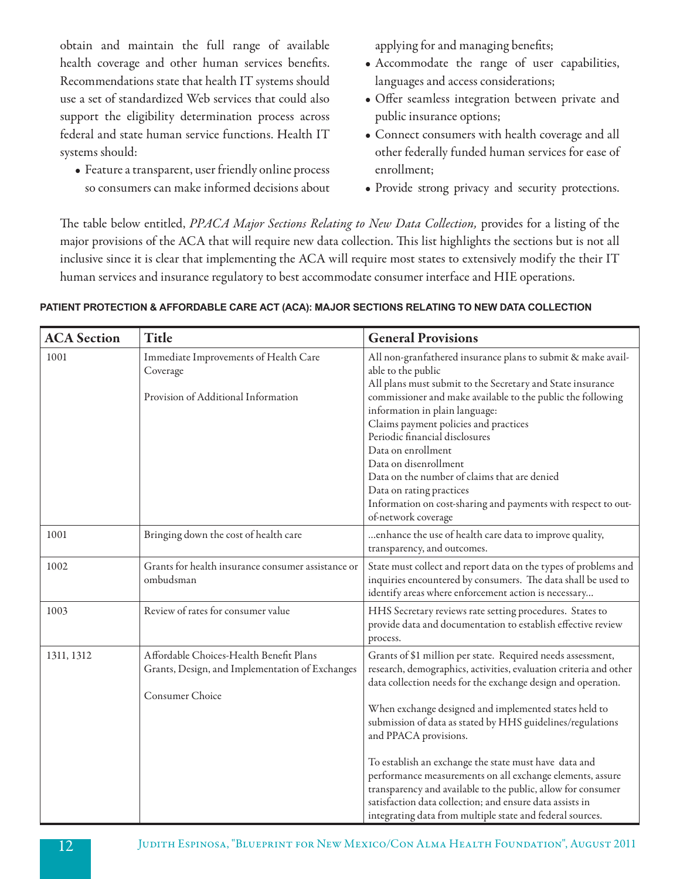obtain and maintain the full range of available health coverage and other human services benefits. Recommendations state that health IT systems should use a set of standardized Web services that could also support the eligibility determination process across federal and state human service functions. Health IT systems should:

- Feature a transparent, user friendly online process so consumers can make informed decisions about applying for and managing benefits;
- Accommodate the range of user capabilities, languages and access considerations;
- Offer seamless integration between private and public insurance options;
- Connect consumers with health coverage and all other federally funded human services for ease of enrollment;
- Provide strong privacy and security protections.

The table below entitled, *PPACA Major Sections Relating to New Data Collection,* provides for a listing of the major provisions of the ACA that will require new data collection. This list highlights the sections but is not all inclusive since it is clear that implementing the ACA will require most states to extensively modify the their IT human services and insurance regulatory to best accommodate consumer interface and HIE operations.

**PATIENT PROTECTION & AFFORDABLE CARE ACT (ACA): MAJOR SECTIONS RELATING TO NEW DATA COLLECTION**

| ACA Section | Title | General Provisions |
|---|---|---|
| 1001 | Immediate Improvements of Health Care Coverage<br><br>Provision of Additional Information | All non-granfathered insurance plans to submit & make available to the public<br>All plans must submit to the Secretary and State insurance commissioner and make available to the public the following information in plain language:<br>Claims payment policies and practices<br>Periodic financial disclosures<br>Data on enrollment<br>Data on disenrollment<br>Data on the number of claims that are denied<br>Data on rating practices<br>Information on cost-sharing and payments with respect to out-of-network coverage |
| 1001 | Bringing down the cost of health care | …enhance the use of health care data to improve quality, transparency, and outcomes. |
| 1002 | Grants for health insurance consumer assistance or ombudsman | State must collect and report data on the types of problems and inquiries encountered by consumers. The data shall be used to identify areas where enforcement action is necessary… |
| 1003 | Review of rates for consumer value | HHS Secretary reviews rate setting procedures. States to provide data and documentation to establish effective review process. |
| 1311, 1312 | Affordable Choices-Health Benefit Plans<br>Grants, Design, and Implementation of Exchanges<br><br>Consumer Choice | Grants of $1 million per state. Required needs assessment, research, demographics, activities, evaluation criteria and other data collection needs for the exchange design and operation.<br><br>When exchange designed and implemented states held to submission of data as stated by HHS guidelines/regulations and PPACA provisions.<br><br>To establish an exchange the state must have data and performance measurements on all exchange elements, assure transparency and available to the public, allow for consumer satisfaction data collection; and ensure data assists in integrating data from multiple state and federal sources. |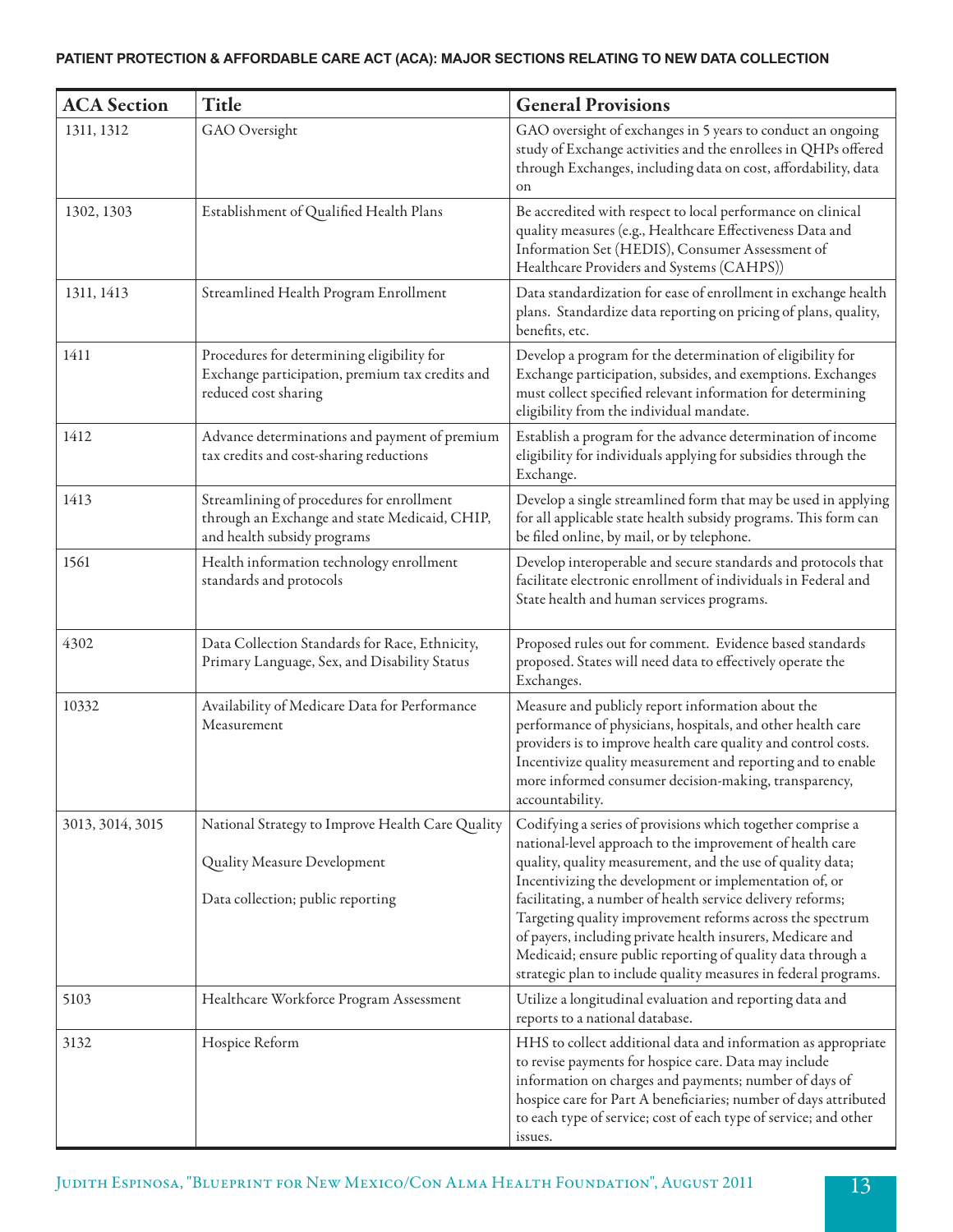**PATIENT PROTECTION & AFFORDABLE CARE ACT (ACA): MAJOR SECTIONS RELATING TO NEW DATA COLLECTION**

| ACA Section | Title | General Provisions |
|---|---|---|
| 1311, 1312 | GAO Oversight | GAO oversight of exchanges in 5 years to conduct an ongoing study of Exchange activities and the enrollees in QHPs offered through Exchanges, including data on cost, affordability, data on |
| 1302, 1303 | Establishment of Qualified Health Plans | Be accredited with respect to local performance on clinical quality measures (e.g., Healthcare Effectiveness Data and Information Set (HEDIS), Consumer Assessment of Healthcare Providers and Systems (CAHPS)) |
| 1311, 1413 | Streamlined Health Program Enrollment | Data standardization for ease of enrollment in exchange health plans. Standardize data reporting on pricing of plans, quality, benefits, etc. |
| 1411 | Procedures for determining eligibility for Exchange participation, premium tax credits and reduced cost sharing | Develop a program for the determination of eligibility for Exchange participation, subsides, and exemptions. Exchanges must collect specified relevant information for determining eligibility from the individual mandate. |
| 1412 | Advance determinations and payment of premium tax credits and cost-sharing reductions | Establish a program for the advance determination of income eligibility for individuals applying for subsidies through the Exchange. |
| 1413 | Streamlining of procedures for enrollment through an Exchange and state Medicaid, CHIP, and health subsidy programs | Develop a single streamlined form that may be used in applying for all applicable state health subsidy programs. This form can be filed online, by mail, or by telephone. |
| 1561 | Health information technology enrollment standards and protocols | Develop interoperable and secure standards and protocols that facilitate electronic enrollment of individuals in Federal and State health and human services programs. |
| 4302 | Data Collection Standards for Race, Ethnicity, Primary Language, Sex, and Disability Status | Proposed rules out for comment. Evidence based standards proposed. States will need data to effectively operate the Exchanges. |
| 10332 | Availability of Medicare Data for Performance Measurement | Measure and publicly report information about the performance of physicians, hospitals, and other health care providers is to improve health care quality and control costs. Incentivize quality measurement and reporting and to enable more informed consumer decision-making, transparency, accountability. |
| 3013, 3014, 3015 | National Strategy to Improve Health Care Quality<br><br>Quality Measure Development<br><br>Data collection; public reporting | Codifying a series of provisions which together comprise a national-level approach to the improvement of health care quality, quality measurement, and the use of quality data; Incentivizing the development or implementation of, or facilitating, a number of health service delivery reforms; Targeting quality improvement reforms across the spectrum of payers, including private health insurers, Medicare and Medicaid; ensure public reporting of quality data through a strategic plan to include quality measures in federal programs. |
| 5103 | Healthcare Workforce Program Assessment | Utilize a longitudinal evaluation and reporting data and reports to a national database. |
| 3132 | Hospice Reform | HHS to collect additional data and information as appropriate to revise payments for hospice care. Data may include information on charges and payments; number of days of hospice care for Part A beneficiaries; number of days attributed to each type of service; cost of each type of service; and other issues. |

Judith Espinosa, "Blueprint for New Mexico/Con Alma Health Foundation", August 2011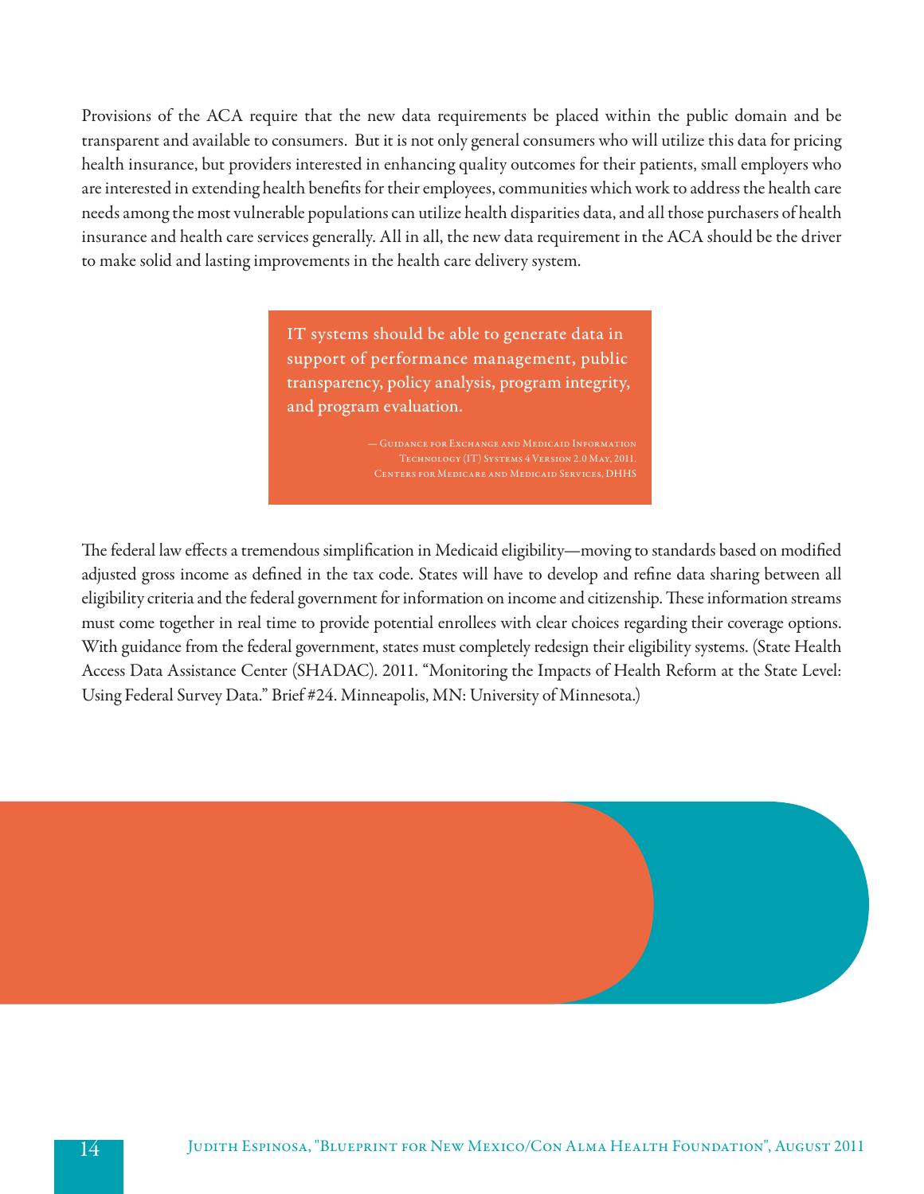Provisions of the ACA require that the new data requirements be placed within the public domain and be transparent and available to consumers. But it is not only general consumers who will utilize this data for pricing health insurance, but providers interested in enhancing quality outcomes for their patients, small employers who are interested in extending health benefits for their employees, communities which work to address the health care needs among the most vulnerable populations can utilize health disparities data, and all those purchasers of health insurance and health care services generally. All in all, the new data requirement in the ACA should be the driver to make solid and lasting improvements in the health care delivery system.

> IT systems should be able to generate data in support of performance management, public transparency, policy analysis, program integrity, and program evaluation.
>
> — Guidance for Exchange and Medicaid Information Technology (IT) Systems 4 Version 2.0 May, 2011. Centers for Medicare and Medicaid Services, DHHS

The federal law effects a tremendous simplification in Medicaid eligibility—moving to standards based on modified adjusted gross income as defined in the tax code. States will have to develop and refine data sharing between all eligibility criteria and the federal government for information on income and citizenship. These information streams must come together in real time to provide potential enrollees with clear choices regarding their coverage options. With guidance from the federal government, states must completely redesign their eligibility systems. (State Health Access Data Assistance Center (SHADAC). 2011. "Monitoring the Impacts of Health Reform at the State Level: Using Federal Survey Data." Brief #24. Minneapolis, MN: University of Minnesota.)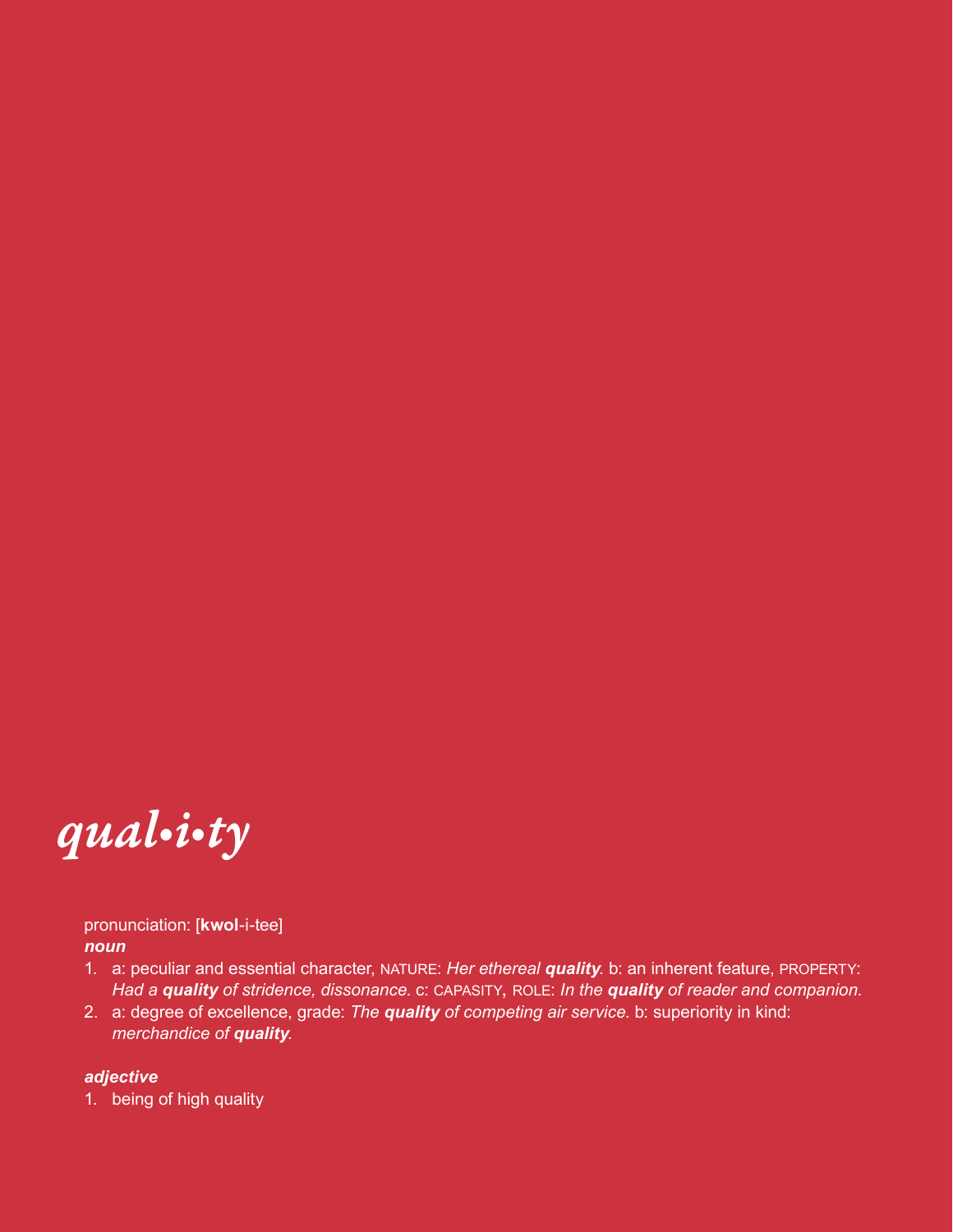# *qual•i•ty*

pronunciation: [**kwol**-i-tee]

***noun***

1. a: peculiar and essential character, NATURE: *Her ethereal **quality**.* b: an inherent feature, PROPERTY: *Had a **quality** of stridence, dissonance.* c: CAPASITY, ROLE: *In the **quality** of reader and companion.*
2. a: degree of excellence, grade: *The **quality** of competing air service.* b: superiority in kind: *merchandice of **quality**.*

***adjective***

1. being of high quality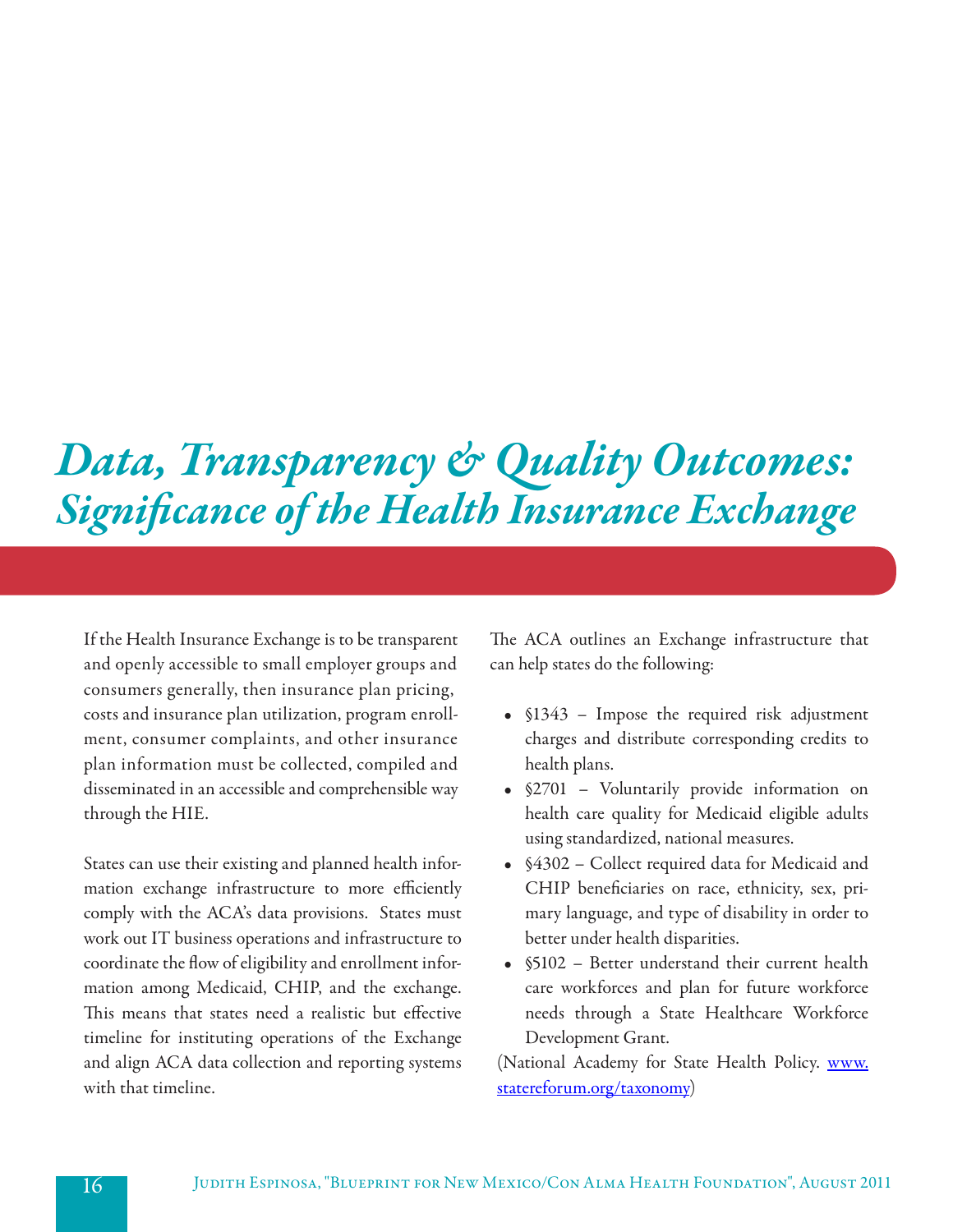# *Data, Transparency & Quality Outcomes: Significance of the Health Insurance Exchange*

If the Health Insurance Exchange is to be transparent and openly accessible to small employer groups and consumers generally, then insurance plan pricing, costs and insurance plan utilization, program enrollment, consumer complaints, and other insurance plan information must be collected, compiled and disseminated in an accessible and comprehensible way through the HIE.

States can use their existing and planned health information exchange infrastructure to more efficiently comply with the ACA's data provisions. States must work out IT business operations and infrastructure to coordinate the flow of eligibility and enrollment information among Medicaid, CHIP, and the exchange. This means that states need a realistic but effective timeline for instituting operations of the Exchange and align ACA data collection and reporting systems with that timeline.

The ACA outlines an Exchange infrastructure that can help states do the following:

- §1343 – Impose the required risk adjustment charges and distribute corresponding credits to health plans.
- §2701 – Voluntarily provide information on health care quality for Medicaid eligible adults using standardized, national measures.
- §4302 – Collect required data for Medicaid and CHIP beneficiaries on race, ethnicity, sex, primary language, and type of disability in order to better under health disparities.
- §5102 – Better understand their current health care workforces and plan for future workforce needs through a State Healthcare Workforce Development Grant.

(National Academy for State Health Policy. www.statereforum.org/taxonomy)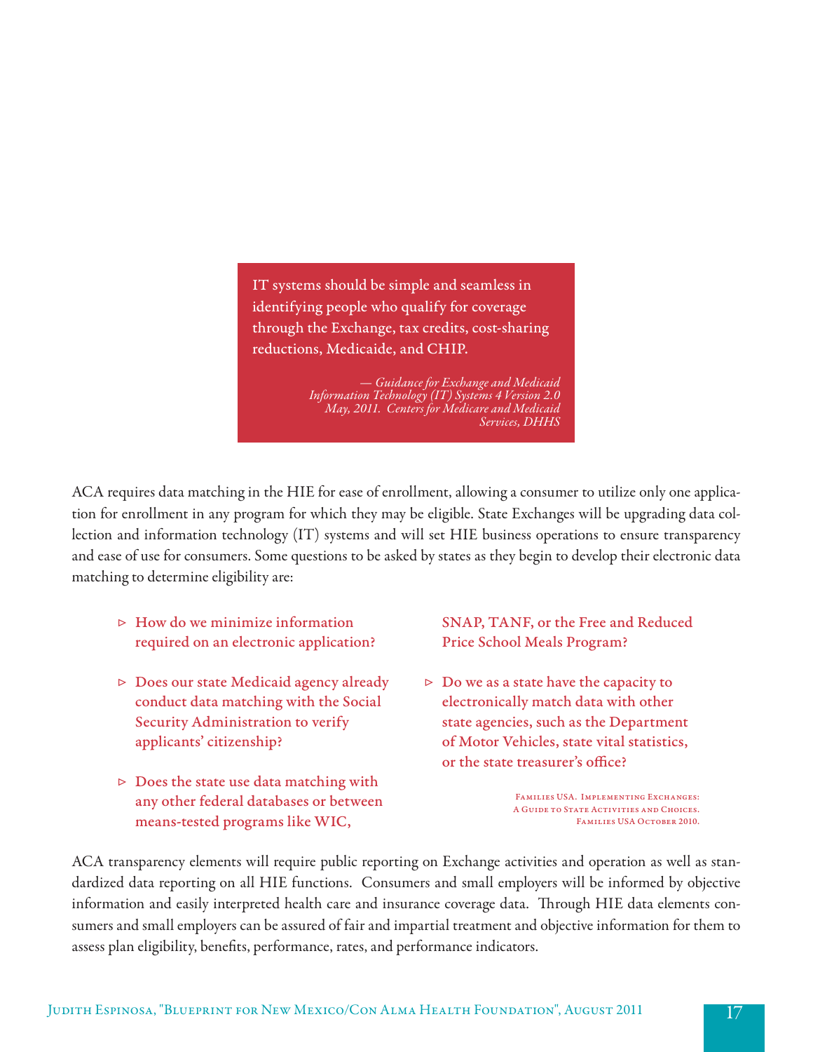> IT systems should be simple and seamless in identifying people who qualify for coverage through the Exchange, tax credits, cost-sharing reductions, Medicaide, and CHIP.
>
> *— Guidance for Exchange and Medicaid Information Technology (IT) Systems 4 Version 2.0 May, 2011. Centers for Medicare and Medicaid Services, DHHS*

ACA requires data matching in the HIE for ease of enrollment, allowing a consumer to utilize only one application for enrollment in any program for which they may be eligible. State Exchanges will be upgrading data collection and information technology (IT) systems and will set HIE business operations to ensure transparency and ease of use for consumers. Some questions to be asked by states as they begin to develop their electronic data matching to determine eligibility are:

- How do we minimize information required on an electronic application?
- Does our state Medicaid agency already conduct data matching with the Social Security Administration to verify applicants' citizenship?
- Does the state use data matching with any other federal databases or between means-tested programs like WIC, SNAP, TANF, or the Free and Reduced Price School Meals Program?
- Do we as a state have the capacity to electronically match data with other state agencies, such as the Department of Motor Vehicles, state vital statistics, or the state treasurer's office?

Families USA. Implementing Exchanges: A Guide to State Activities and Choices. Families USA October 2010.

ACA transparency elements will require public reporting on Exchange activities and operation as well as standardized data reporting on all HIE functions. Consumers and small employers will be informed by objective information and easily interpreted health care and insurance coverage data. Through HIE data elements consumers and small employers can be assured of fair and impartial treatment and objective information for them to assess plan eligibility, benefits, performance, rates, and performance indicators.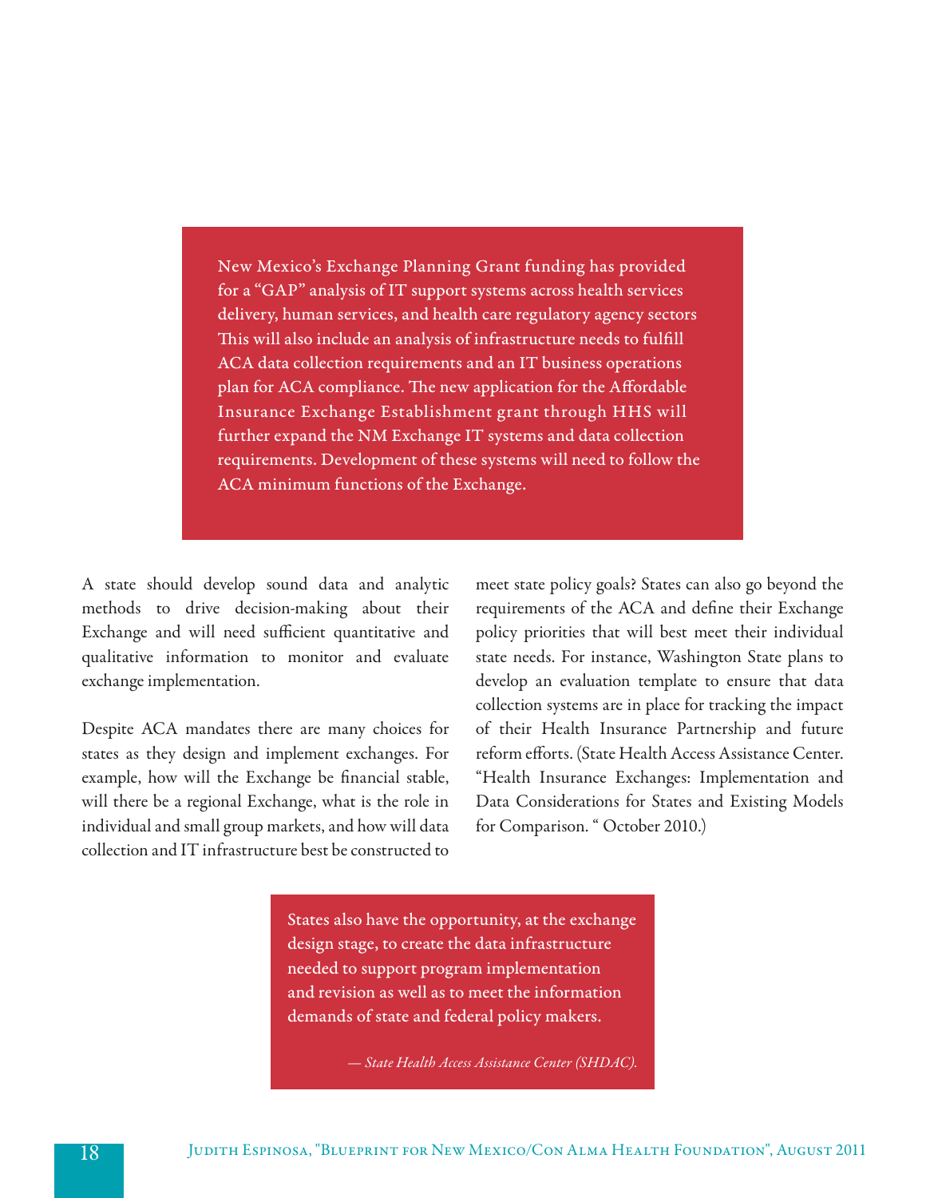> New Mexico's Exchange Planning Grant funding has provided for a "GAP" analysis of IT support systems across health services delivery, human services, and health care regulatory agency sectors This will also include an analysis of infrastructure needs to fulfill ACA data collection requirements and an IT business operations plan for ACA compliance. The new application for the Affordable Insurance Exchange Establishment grant through HHS will further expand the NM Exchange IT systems and data collection requirements. Development of these systems will need to follow the ACA minimum functions of the Exchange.

A state should develop sound data and analytic methods to drive decision-making about their Exchange and will need sufficient quantitative and qualitative information to monitor and evaluate exchange implementation.

Despite ACA mandates there are many choices for states as they design and implement exchanges. For example, how will the Exchange be financial stable, will there be a regional Exchange, what is the role in individual and small group markets, and how will data collection and IT infrastructure best be constructed to meet state policy goals? States can also go beyond the requirements of the ACA and define their Exchange policy priorities that will best meet their individual state needs. For instance, Washington State plans to develop an evaluation template to ensure that data collection systems are in place for tracking the impact of their Health Insurance Partnership and future reform efforts. (State Health Access Assistance Center. "Health Insurance Exchanges: Implementation and Data Considerations for States and Existing Models for Comparison. " October 2010.)

> States also have the opportunity, at the exchange design stage, to create the data infrastructure needed to support program implementation and revision as well as to meet the information demands of state and federal policy makers.
>
> *— State Health Access Assistance Center (SHDAC).*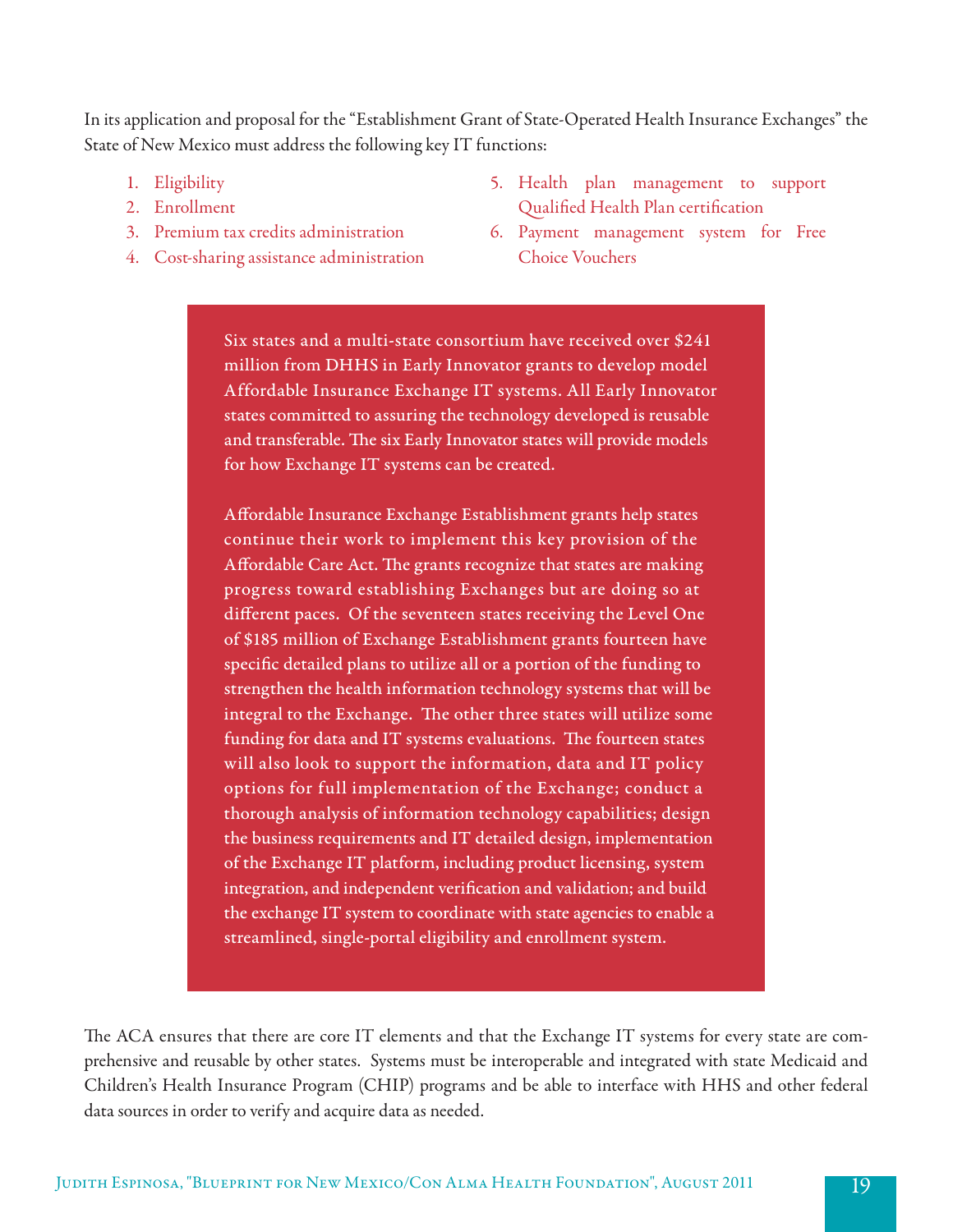In its application and proposal for the "Establishment Grant of State-Operated Health Insurance Exchanges" the State of New Mexico must address the following key IT functions:

1. Eligibility
2. Enrollment
3. Premium tax credits administration
4. Cost-sharing assistance administration
5. Health plan management to support Qualified Health Plan certification
6. Payment management system for Free Choice Vouchers

> Six states and a multi-state consortium have received over $241 million from DHHS in Early Innovator grants to develop model Affordable Insurance Exchange IT systems. All Early Innovator states committed to assuring the technology developed is reusable and transferable. The six Early Innovator states will provide models for how Exchange IT systems can be created.
>
> Affordable Insurance Exchange Establishment grants help states continue their work to implement this key provision of the Affordable Care Act. The grants recognize that states are making progress toward establishing Exchanges but are doing so at different paces. Of the seventeen states receiving the Level One of $185 million of Exchange Establishment grants fourteen have specific detailed plans to utilize all or a portion of the funding to strengthen the health information technology systems that will be integral to the Exchange. The other three states will utilize some funding for data and IT systems evaluations. The fourteen states will also look to support the information, data and IT policy options for full implementation of the Exchange; conduct a thorough analysis of information technology capabilities; design the business requirements and IT detailed design, implementation of the Exchange IT platform, including product licensing, system integration, and independent verification and validation; and build the exchange IT system to coordinate with state agencies to enable a streamlined, single-portal eligibility and enrollment system.

The ACA ensures that there are core IT elements and that the Exchange IT systems for every state are comprehensive and reusable by other states. Systems must be interoperable and integrated with state Medicaid and Children's Health Insurance Program (CHIP) programs and be able to interface with HHS and other federal data sources in order to verify and acquire data as needed.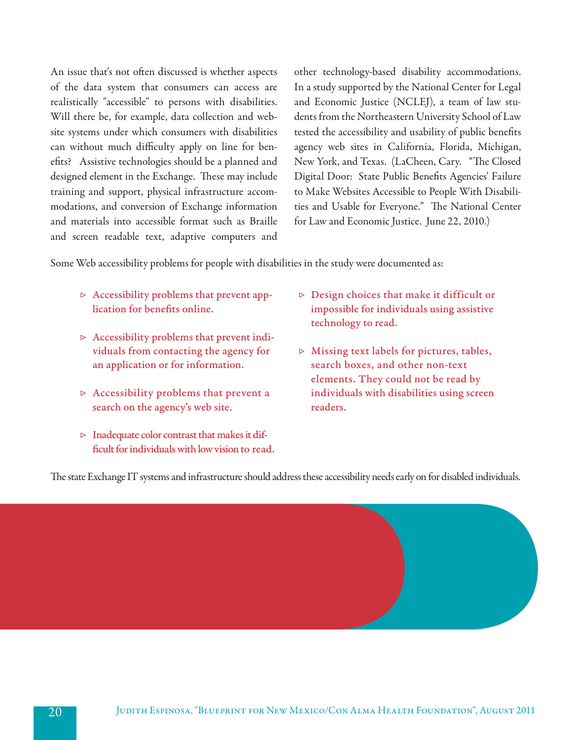An issue that's not often discussed is whether aspects of the data system that consumers can access are realistically "accessible" to persons with disabilities. Will there be, for example, data collection and website systems under which consumers with disabilities can without much difficulty apply on line for benefits? Assistive technologies should be a planned and designed element in the Exchange. These may include training and support, physical infrastructure accommodations, and conversion of Exchange information and materials into accessible format such as Braille and screen readable text, adaptive computers and other technology-based disability accommodations. In a study supported by the National Center for Legal and Economic Justice (NCLEJ), a team of law students from the Northeastern University School of Law tested the accessibility and usability of public benefits agency web sites in California, Florida, Michigan, New York, and Texas. (LaCheen, Cary. "The Closed Digital Door: State Public Benefits Agencies' Failure to Make Websites Accessible to People With Disabilities and Usable for Everyone." The National Center for Law and Economic Justice. June 22, 2010.)

Some Web accessibility problems for people with disabilities in the study were documented as:

- Accessibility problems that prevent application for benefits online.
- Accessibility problems that prevent individuals from contacting the agency for an application or for information.
- Accessibility problems that prevent a search on the agency's web site.
- Inadequate color contrast that makes it difficult for individuals with low vision to read.
- Design choices that make it difficult or impossible for individuals using assistive technology to read.
- Missing text labels for pictures, tables, search boxes, and other non-text elements. They could not be read by individuals with disabilities using screen readers.

The state Exchange IT systems and infrastructure should address these accessibility needs early on for disabled individuals.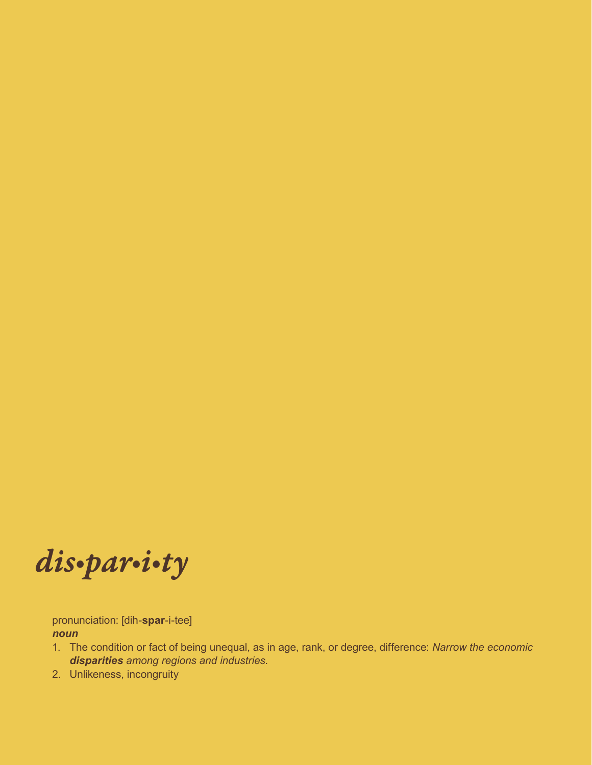# *dis•par•i•ty*

pronunciation: [dih-**spar**-i-tee]

***noun***

1. The condition or fact of being unequal, as in age, rank, or degree, difference: *Narrow the economic **disparities** among regions and industries*.
2. Unlikeness, incongruity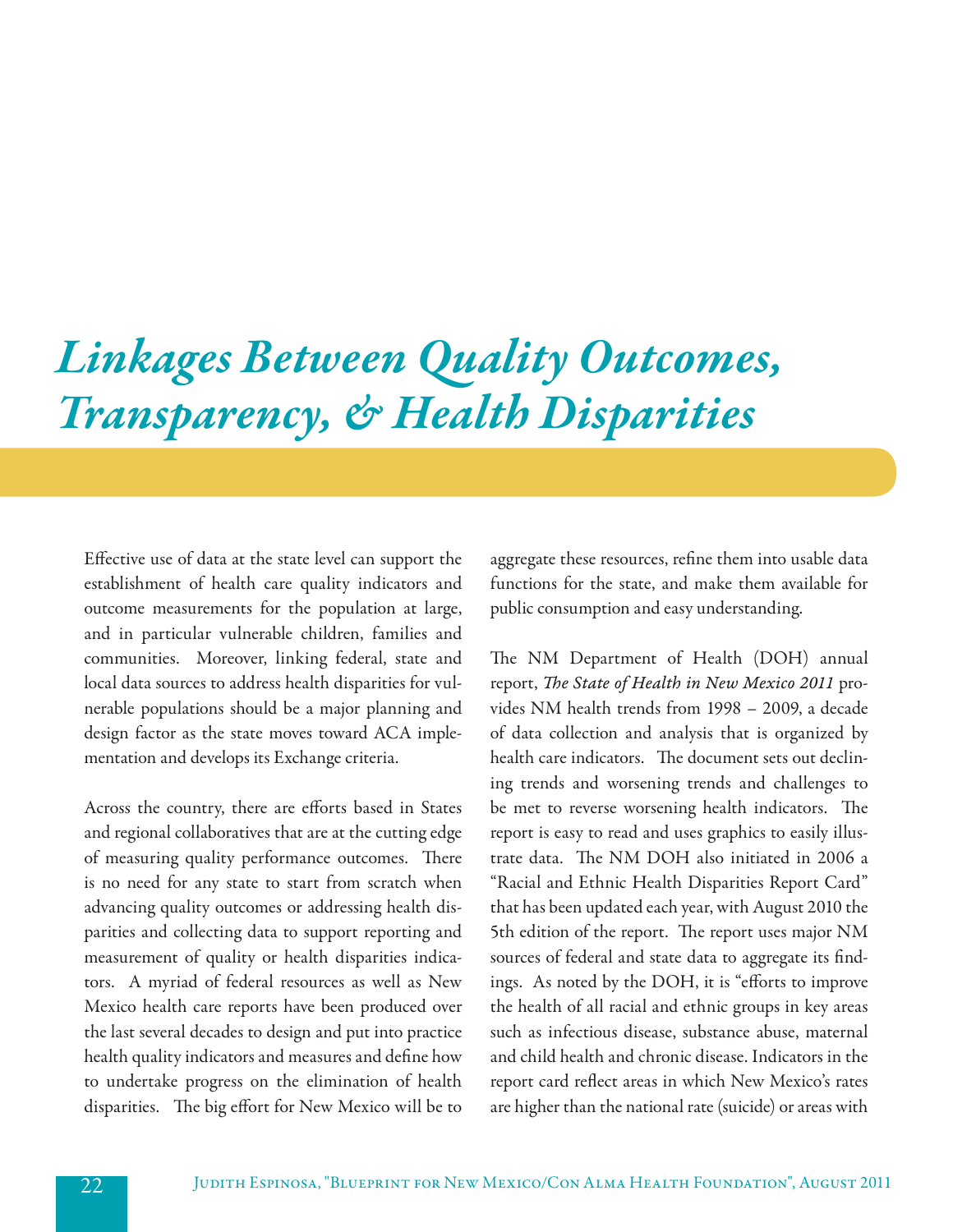# *Linkages Between Quality Outcomes, Transparency, & Health Disparities*

Effective use of data at the state level can support the establishment of health care quality indicators and outcome measurements for the population at large, and in particular vulnerable children, families and communities. Moreover, linking federal, state and local data sources to address health disparities for vulnerable populations should be a major planning and design factor as the state moves toward ACA implementation and develops its Exchange criteria.

Across the country, there are efforts based in States and regional collaboratives that are at the cutting edge of measuring quality performance outcomes. There is no need for any state to start from scratch when advancing quality outcomes or addressing health disparities and collecting data to support reporting and measurement of quality or health disparities indicators. A myriad of federal resources as well as New Mexico health care reports have been produced over the last several decades to design and put into practice health quality indicators and measures and define how to undertake progress on the elimination of health disparities. The big effort for New Mexico will be to aggregate these resources, refine them into usable data functions for the state, and make them available for public consumption and easy understanding.

The NM Department of Health (DOH) annual report, *The State of Health in New Mexico 2011* provides NM health trends from 1998 – 2009, a decade of data collection and analysis that is organized by health care indicators. The document sets out declining trends and worsening trends and challenges to be met to reverse worsening health indicators. The report is easy to read and uses graphics to easily illustrate data. The NM DOH also initiated in 2006 a "Racial and Ethnic Health Disparities Report Card" that has been updated each year, with August 2010 the 5th edition of the report. The report uses major NM sources of federal and state data to aggregate its findings. As noted by the DOH, it is "efforts to improve the health of all racial and ethnic groups in key areas such as infectious disease, substance abuse, maternal and child health and chronic disease. Indicators in the report card reflect areas in which New Mexico's rates are higher than the national rate (suicide) or areas with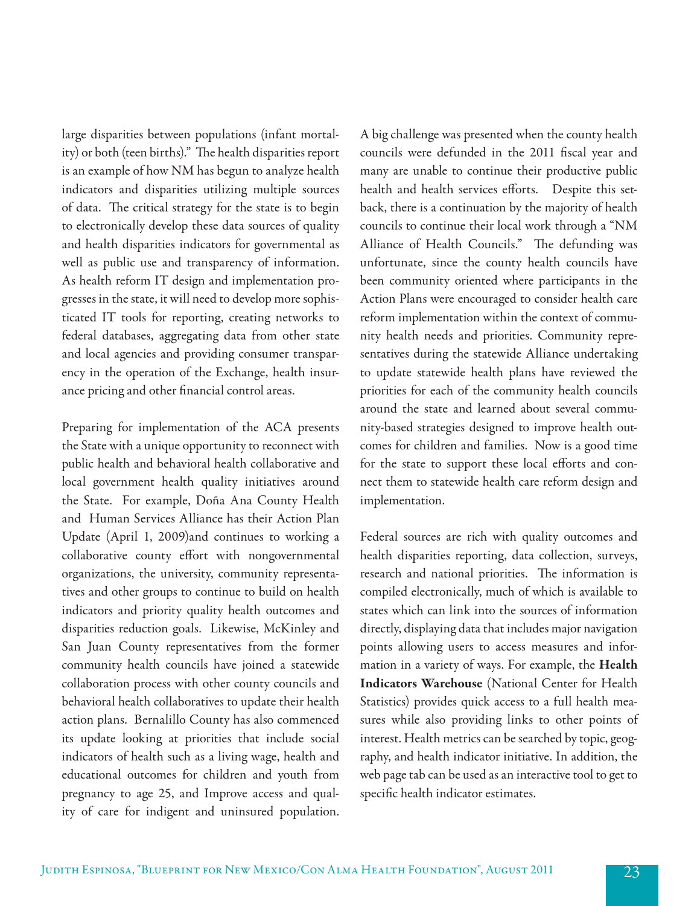large disparities between populations (infant mortality) or both (teen births)." The health disparities report is an example of how NM has begun to analyze health indicators and disparities utilizing multiple sources of data. The critical strategy for the state is to begin to electronically develop these data sources of quality and health disparities indicators for governmental as well as public use and transparency of information. As health reform IT design and implementation progresses in the state, it will need to develop more sophisticated IT tools for reporting, creating networks to federal databases, aggregating data from other state and local agencies and providing consumer transparency in the operation of the Exchange, health insurance pricing and other financial control areas.

Preparing for implementation of the ACA presents the State with a unique opportunity to reconnect with public health and behavioral health collaborative and local government health quality initiatives around the State. For example, Doña Ana County Health and Human Services Alliance has their Action Plan Update (April 1, 2009)and continues to working a collaborative county effort with nongovernmental organizations, the university, community representatives and other groups to continue to build on health indicators and priority quality health outcomes and disparities reduction goals. Likewise, McKinley and San Juan County representatives from the former community health councils have joined a statewide collaboration process with other county councils and behavioral health collaboratives to update their health action plans. Bernalillo County has also commenced its update looking at priorities that include social indicators of health such as a living wage, health and educational outcomes for children and youth from pregnancy to age 25, and Improve access and quality of care for indigent and uninsured population.

A big challenge was presented when the county health councils were defunded in the 2011 fiscal year and many are unable to continue their productive public health and health services efforts. Despite this setback, there is a continuation by the majority of health councils to continue their local work through a "NM Alliance of Health Councils." The defunding was unfortunate, since the county health councils have been community oriented where participants in the Action Plans were encouraged to consider health care reform implementation within the context of community health needs and priorities. Community representatives during the statewide Alliance undertaking to update statewide health plans have reviewed the priorities for each of the community health councils around the state and learned about several community-based strategies designed to improve health outcomes for children and families. Now is a good time for the state to support these local efforts and connect them to statewide health care reform design and implementation.

Federal sources are rich with quality outcomes and health disparities reporting, data collection, surveys, research and national priorities. The information is compiled electronically, much of which is available to states which can link into the sources of information directly, displaying data that includes major navigation points allowing users to access measures and information in a variety of ways. For example, the **Health Indicators Warehouse** (National Center for Health Statistics) provides quick access to a full health measures while also providing links to other points of interest. Health metrics can be searched by topic, geography, and health indicator initiative. In addition, the web page tab can be used as an interactive tool to get to specific health indicator estimates.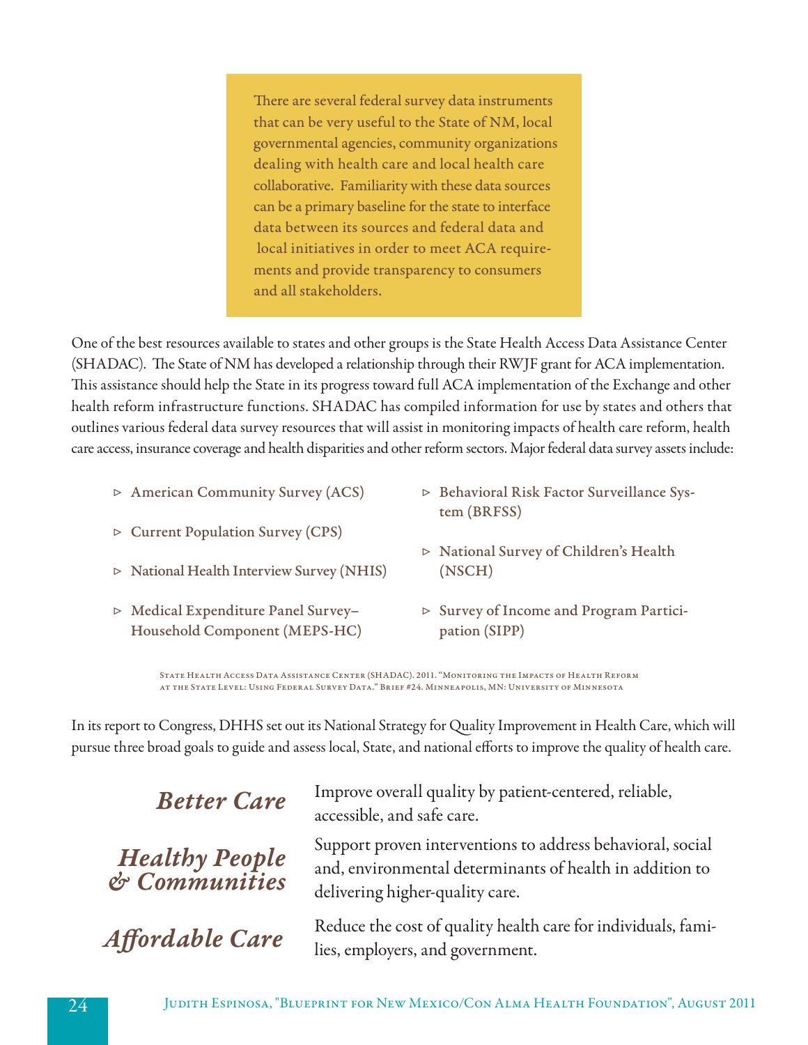There are several federal survey data instruments that can be very useful to the State of NM, local governmental agencies, community organizations dealing with health care and local health care collaborative. Familiarity with these data sources can be a primary baseline for the state to interface data between its sources and federal data and local initiatives in order to meet ACA requirements and provide transparency to consumers and all stakeholders.

One of the best resources available to states and other groups is the State Health Access Data Assistance Center (SHADAC). The State of NM has developed a relationship through their RWJF grant for ACA implementation. This assistance should help the State in its progress toward full ACA implementation of the Exchange and other health reform infrastructure functions. SHADAC has compiled information for use by states and others that outlines various federal data survey resources that will assist in monitoring impacts of health care reform, health care access, insurance coverage and health disparities and other reform sectors. Major federal data survey assets include:

- American Community Survey (ACS)
- Current Population Survey (CPS)
- National Health Interview Survey (NHIS)
- Medical Expenditure Panel Survey–Household Component (MEPS-HC)
- Behavioral Risk Factor Surveillance System (BRFSS)
- National Survey of Children's Health (NSCH)
- Survey of Income and Program Participation (SIPP)

State Health Access Data Assistance Center (SHADAC). 2011. "Monitoring the Impacts of Health Reform at the State Level: Using Federal Survey Data." Brief #24. Minneapolis, MN: University of Minnesota

In its report to Congress, DHHS set out its National Strategy for Quality Improvement in Health Care, which will pursue three broad goals to guide and assess local, State, and national efforts to improve the quality of health care.

***Better Care*** — Improve overall quality by patient-centered, reliable, accessible, and safe care.

***Healthy People & Communities*** — Support proven interventions to address behavioral, social and, environmental determinants of health in addition to delivering higher-quality care.

***Affordable Care*** — Reduce the cost of quality health care for individuals, families, employers, and government.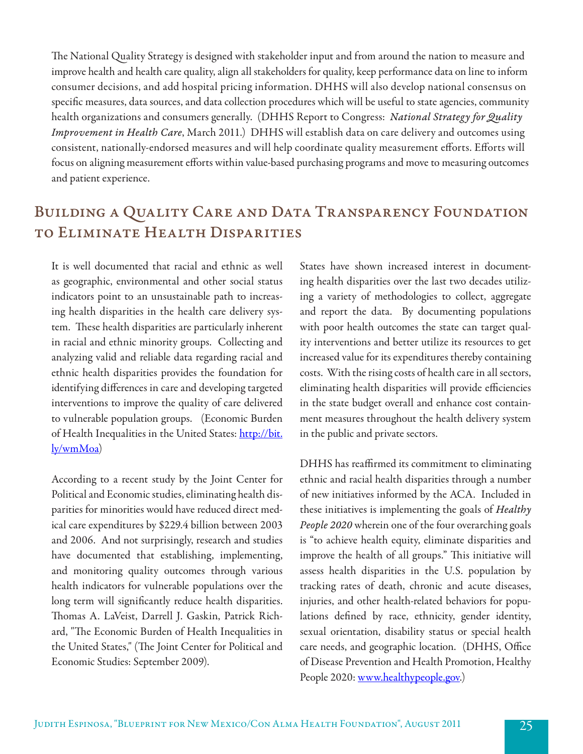The National Quality Strategy is designed with stakeholder input and from around the nation to measure and improve health and health care quality, align all stakeholders for quality, keep performance data on line to inform consumer decisions, and add hospital pricing information. DHHS will also develop national consensus on specific measures, data sources, and data collection procedures which will be useful to state agencies, community health organizations and consumers generally. (DHHS Report to Congress: *National Strategy for Quality Improvement in Health Care*, March 2011.) DHHS will establish data on care delivery and outcomes using consistent, nationally-endorsed measures and will help coordinate quality measurement efforts. Efforts will focus on aligning measurement efforts within value-based purchasing programs and move to measuring outcomes and patient experience.

## Building a Quality Care and Data Transparency Foundation to Eliminate Health Disparities

It is well documented that racial and ethnic as well as geographic, environmental and other social status indicators point to an unsustainable path to increasing health disparities in the health care delivery system. These health disparities are particularly inherent in racial and ethnic minority groups. Collecting and analyzing valid and reliable data regarding racial and ethnic health disparities provides the foundation for identifying differences in care and developing targeted interventions to improve the quality of care delivered to vulnerable population groups. (Economic Burden of Health Inequalities in the United States: [http://bit.ly/wmMoa](http://bit.ly/wmMoa))

According to a recent study by the Joint Center for Political and Economic studies, eliminating health disparities for minorities would have reduced direct medical care expenditures by $229.4 billion between 2003 and 2006. And not surprisingly, research and studies have documented that establishing, implementing, and monitoring quality outcomes through various health indicators for vulnerable populations over the long term will significantly reduce health disparities. Thomas A. LaVeist, Darrell J. Gaskin, Patrick Richard, "The Economic Burden of Health Inequalities in the United States," (The Joint Center for Political and Economic Studies: September 2009).

States have shown increased interest in documenting health disparities over the last two decades utilizing a variety of methodologies to collect, aggregate and report the data. By documenting populations with poor health outcomes the state can target quality interventions and better utilize its resources to get increased value for its expenditures thereby containing costs. With the rising costs of health care in all sectors, eliminating health disparities will provide efficiencies in the state budget overall and enhance cost containment measures throughout the health delivery system in the public and private sectors.

DHHS has reaffirmed its commitment to eliminating ethnic and racial health disparities through a number of new initiatives informed by the ACA. Included in these initiatives is implementing the goals of *Healthy People 2020* wherein one of the four overarching goals is "to achieve health equity, eliminate disparities and improve the health of all groups." This initiative will assess health disparities in the U.S. population by tracking rates of death, chronic and acute diseases, injuries, and other health-related behaviors for populations defined by race, ethnicity, gender identity, sexual orientation, disability status or special health care needs, and geographic location. (DHHS, Office of Disease Prevention and Health Promotion, Healthy People 2020: [www.healthypeople.gov](www.healthypeople.gov).)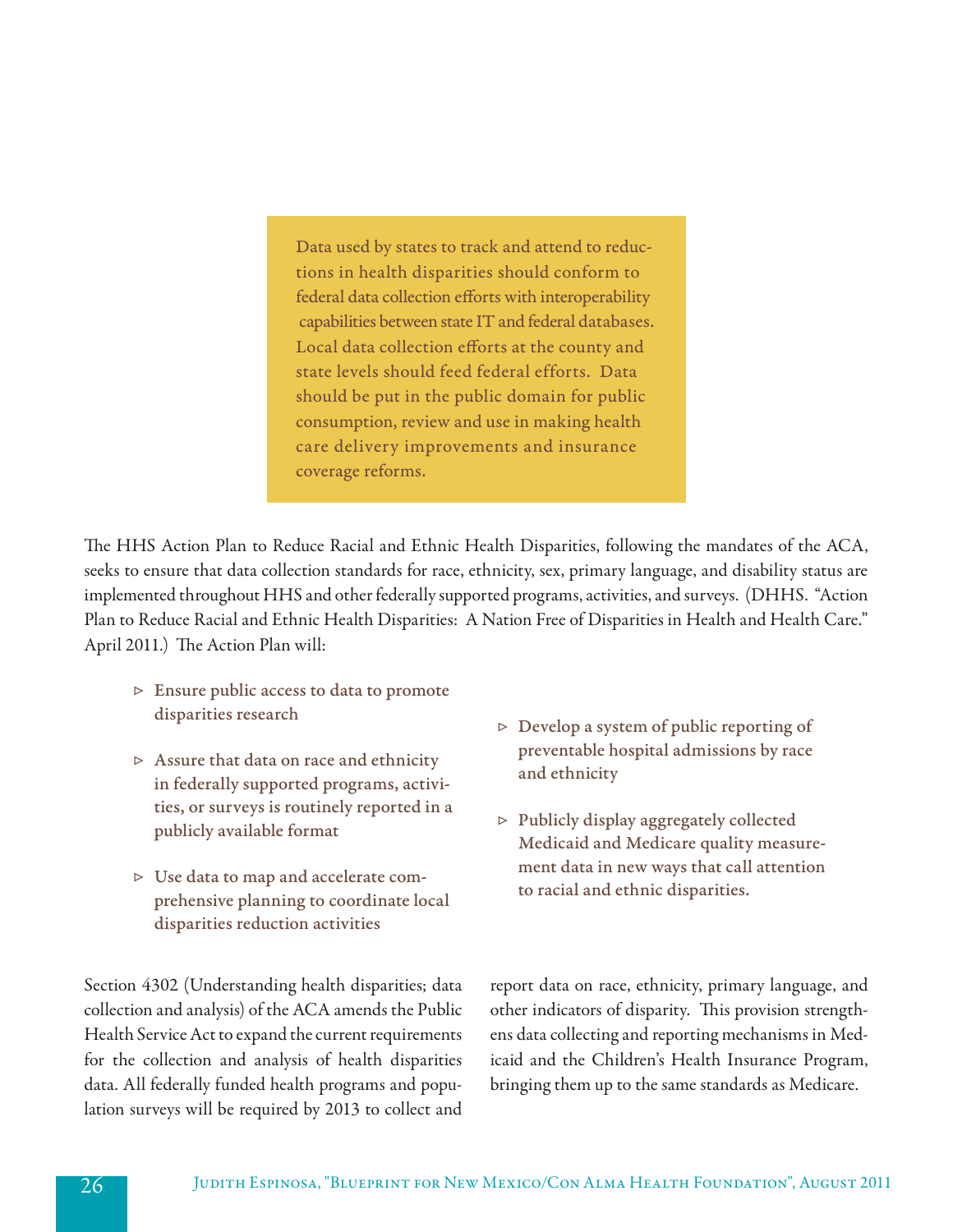> Data used by states to track and attend to reductions in health disparities should conform to federal data collection efforts with interoperability capabilities between state IT and federal databases. Local data collection efforts at the county and state levels should feed federal efforts. Data should be put in the public domain for public consumption, review and use in making health care delivery improvements and insurance coverage reforms.

The HHS Action Plan to Reduce Racial and Ethnic Health Disparities, following the mandates of the ACA, seeks to ensure that data collection standards for race, ethnicity, sex, primary language, and disability status are implemented throughout HHS and other federally supported programs, activities, and surveys. (DHHS. "Action Plan to Reduce Racial and Ethnic Health Disparities: A Nation Free of Disparities in Health and Health Care." April 2011.) The Action Plan will:

- Ensure public access to data to promote disparities research
- Assure that data on race and ethnicity in federally supported programs, activities, or surveys is routinely reported in a publicly available format
- Use data to map and accelerate comprehensive planning to coordinate local disparities reduction activities
- Develop a system of public reporting of preventable hospital admissions by race and ethnicity
- Publicly display aggregately collected Medicaid and Medicare quality measurement data in new ways that call attention to racial and ethnic disparities.

Section 4302 (Understanding health disparities; data collection and analysis) of the ACA amends the Public Health Service Act to expand the current requirements for the collection and analysis of health disparities data. All federally funded health programs and population surveys will be required by 2013 to collect and report data on race, ethnicity, primary language, and other indicators of disparity. This provision strengthens data collecting and reporting mechanisms in Medicaid and the Children's Health Insurance Program, bringing them up to the same standards as Medicare.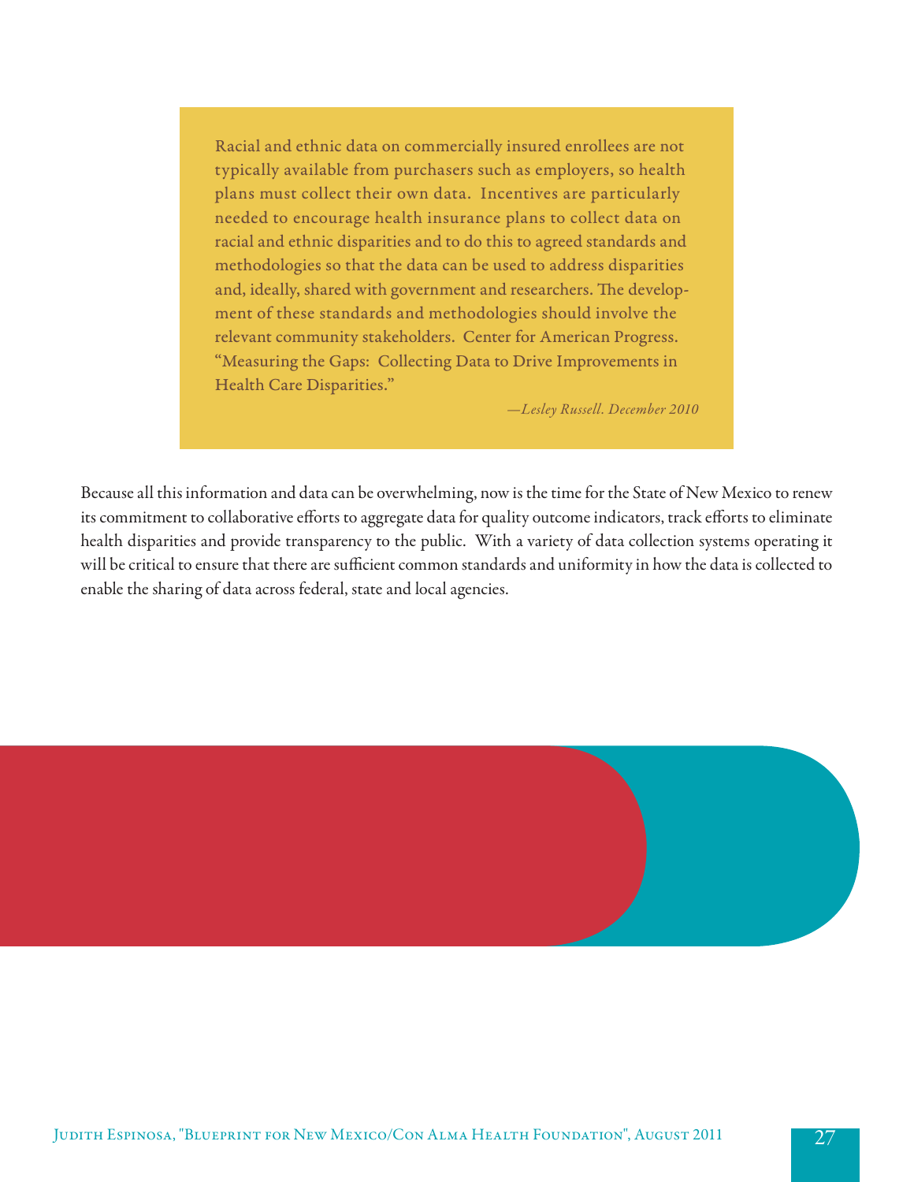> Racial and ethnic data on commercially insured enrollees are not typically available from purchasers such as employers, so health plans must collect their own data. Incentives are particularly needed to encourage health insurance plans to collect data on racial and ethnic disparities and to do this to agreed standards and methodologies so that the data can be used to address disparities and, ideally, shared with government and researchers. The development of these standards and methodologies should involve the relevant community stakeholders. Center for American Progress. "Measuring the Gaps: Collecting Data to Drive Improvements in Health Care Disparities."
>
> *—Lesley Russell. December 2010*

Because all this information and data can be overwhelming, now is the time for the State of New Mexico to renew its commitment to collaborative efforts to aggregate data for quality outcome indicators, track efforts to eliminate health disparities and provide transparency to the public. With a variety of data collection systems operating it will be critical to ensure that there are sufficient common standards and uniformity in how the data is collected to enable the sharing of data across federal, state and local agencies.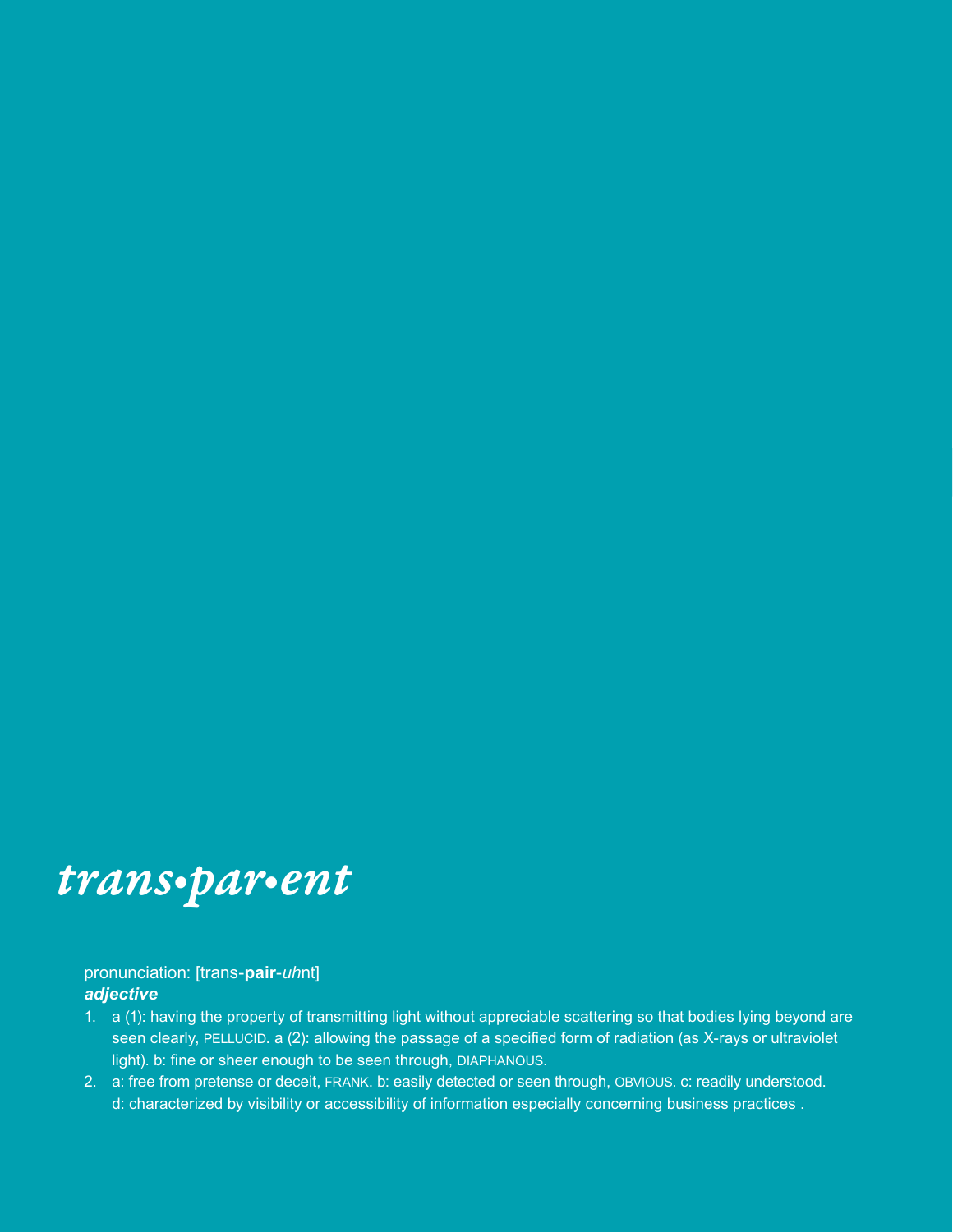# *trans•par•ent*

pronunciation: [trans-**pair**-*uh*nt]

***adjective***

1. a (1): having the property of transmitting light without appreciable scattering so that bodies lying beyond are seen clearly, PELLUCID. a (2): allowing the passage of a specified form of radiation (as X-rays or ultraviolet light). b: fine or sheer enough to be seen through, DIAPHANOUS.
2. a: free from pretense or deceit, FRANK. b: easily detected or seen through, OBVIOUS. c: readily understood. d: characterized by visibility or accessibility of information especially concerning business practices .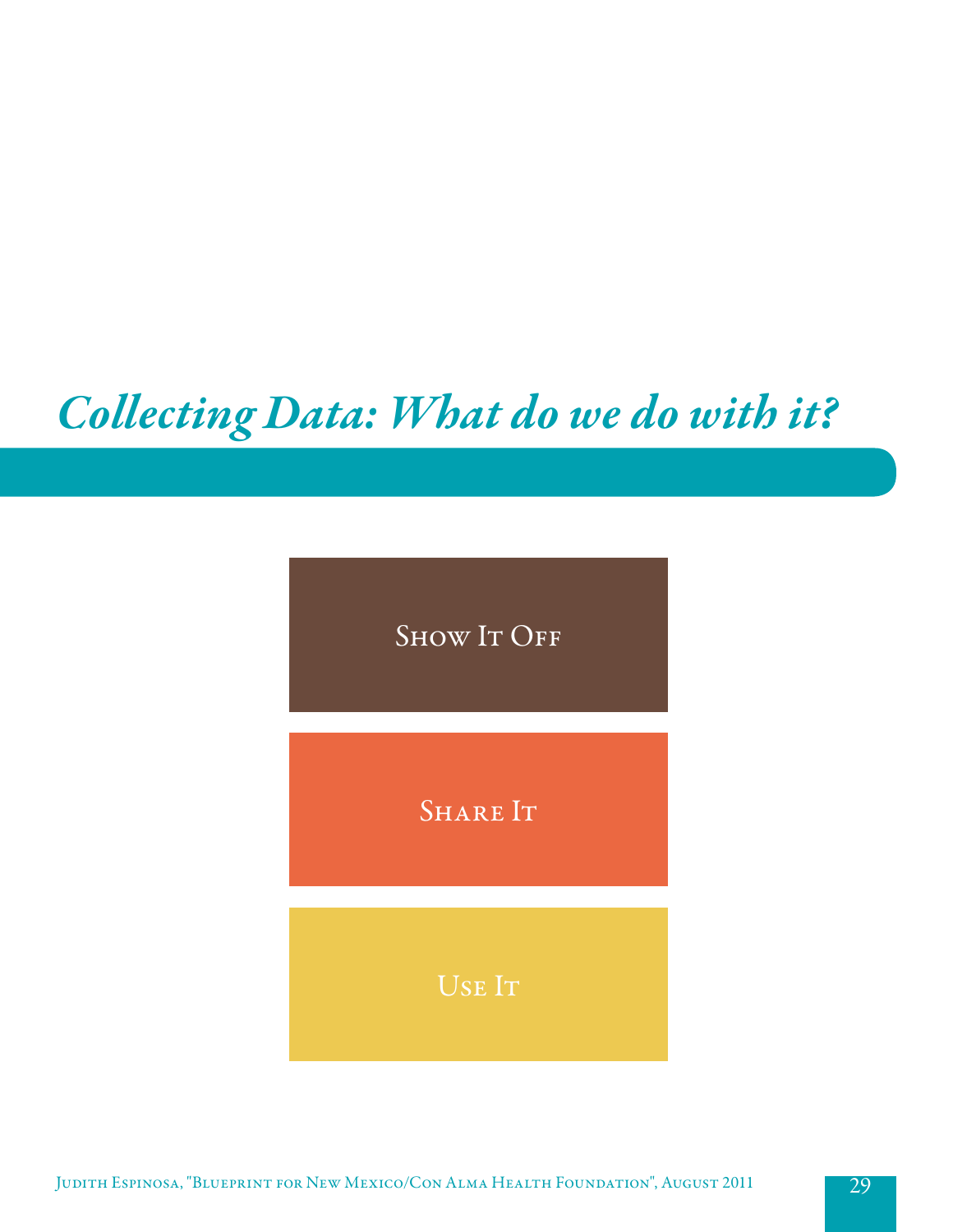# *Collecting Data: What do we do with it?*

Show It Off

Share It

Use It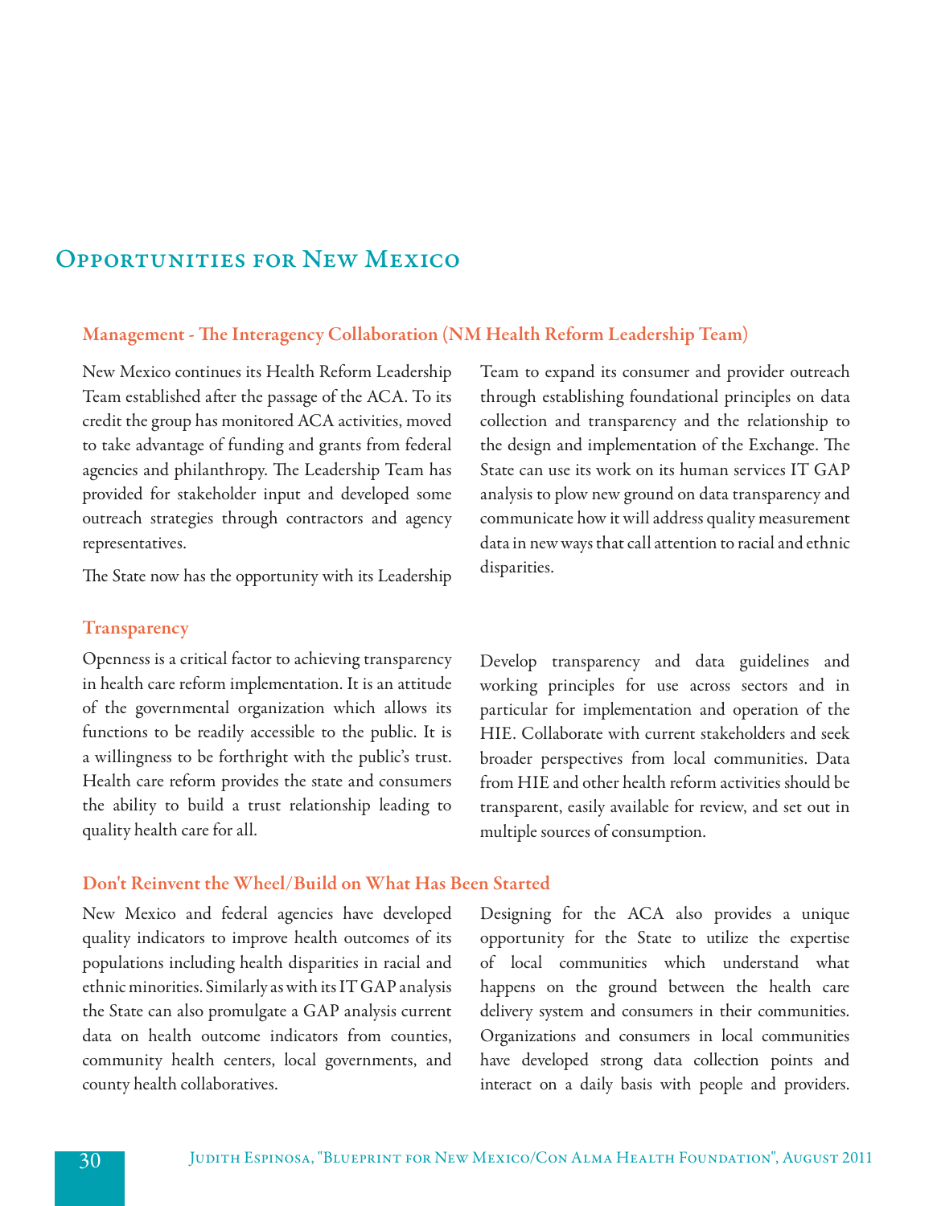## Opportunities for New Mexico

### Management - The Interagency Collaboration (NM Health Reform Leadership Team)

New Mexico continues its Health Reform Leadership Team established after the passage of the ACA. To its credit the group has monitored ACA activities, moved to take advantage of funding and grants from federal agencies and philanthropy. The Leadership Team has provided for stakeholder input and developed some outreach strategies through contractors and agency representatives.

The State now has the opportunity with its Leadership Team to expand its consumer and provider outreach through establishing foundational principles on data collection and transparency and the relationship to the design and implementation of the Exchange. The State can use its work on its human services IT GAP analysis to plow new ground on data transparency and communicate how it will address quality measurement data in new ways that call attention to racial and ethnic disparities.

### Transparency

Openness is a critical factor to achieving transparency in health care reform implementation. It is an attitude of the governmental organization which allows its functions to be readily accessible to the public. It is a willingness to be forthright with the public's trust. Health care reform provides the state and consumers the ability to build a trust relationship leading to quality health care for all.

Develop transparency and data guidelines and working principles for use across sectors and in particular for implementation and operation of the HIE. Collaborate with current stakeholders and seek broader perspectives from local communities. Data from HIE and other health reform activities should be transparent, easily available for review, and set out in multiple sources of consumption.

### Don't Reinvent the Wheel/Build on What Has Been Started

New Mexico and federal agencies have developed quality indicators to improve health outcomes of its populations including health disparities in racial and ethnic minorities. Similarly as with its IT GAP analysis the State can also promulgate a GAP analysis current data on health outcome indicators from counties, community health centers, local governments, and county health collaboratives.

Designing for the ACA also provides a unique opportunity for the State to utilize the expertise of local communities which understand what happens on the ground between the health care delivery system and consumers in their communities. Organizations and consumers in local communities have developed strong data collection points and interact on a daily basis with people and providers.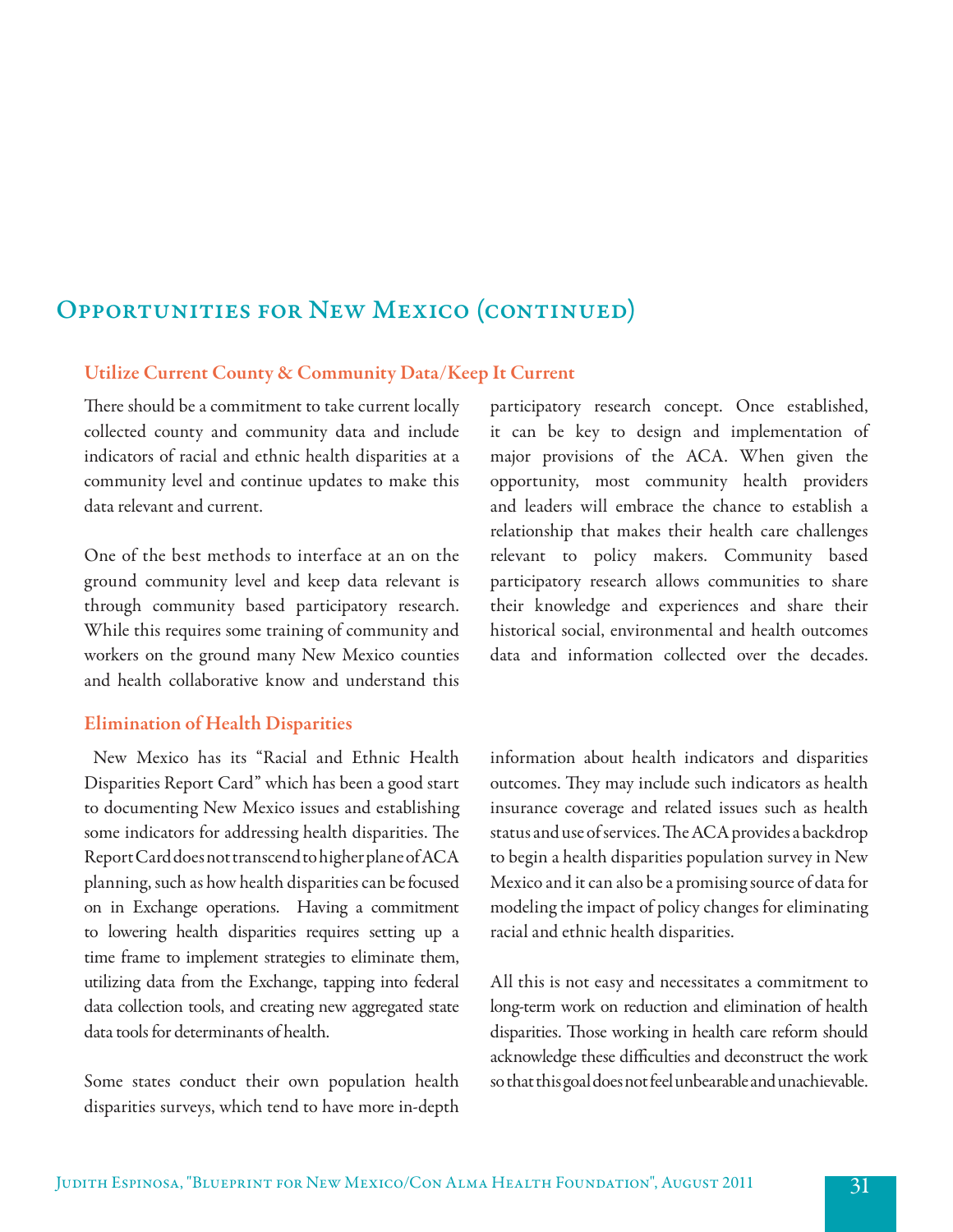## Opportunities for New Mexico (continued)

### Utilize Current County & Community Data/Keep It Current

There should be a commitment to take current locally collected county and community data and include indicators of racial and ethnic health disparities at a community level and continue updates to make this data relevant and current.

One of the best methods to interface at an on the ground community level and keep data relevant is through community based participatory research. While this requires some training of community and workers on the ground many New Mexico counties and health collaborative know and understand this participatory research concept. Once established, it can be key to design and implementation of major provisions of the ACA. When given the opportunity, most community health providers and leaders will embrace the chance to establish a relationship that makes their health care challenges relevant to policy makers. Community based participatory research allows communities to share their knowledge and experiences and share their historical social, environmental and health outcomes data and information collected over the decades.

### Elimination of Health Disparities

New Mexico has its "Racial and Ethnic Health Disparities Report Card" which has been a good start to documenting New Mexico issues and establishing some indicators for addressing health disparities. The Report Card does not transcend to higher plane of ACA planning, such as how health disparities can be focused on in Exchange operations. Having a commitment to lowering health disparities requires setting up a time frame to implement strategies to eliminate them, utilizing data from the Exchange, tapping into federal data collection tools, and creating new aggregated state data tools for determinants of health.

Some states conduct their own population health disparities surveys, which tend to have more in-depth information about health indicators and disparities outcomes. They may include such indicators as health insurance coverage and related issues such as health status and use of services. The ACA provides a backdrop to begin a health disparities population survey in New Mexico and it can also be a promising source of data for modeling the impact of policy changes for eliminating racial and ethnic health disparities.

All this is not easy and necessitates a commitment to long-term work on reduction and elimination of health disparities. Those working in health care reform should acknowledge these difficulties and deconstruct the work so that this goal does not feel unbearable and unachievable.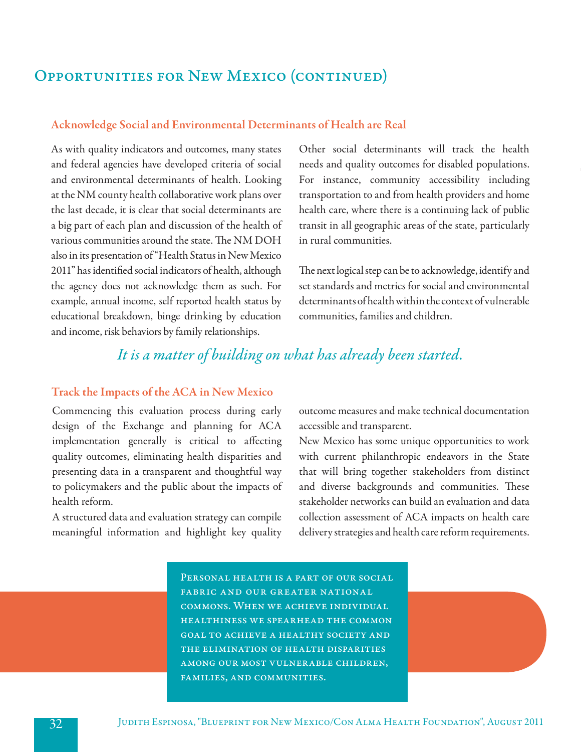## Opportunities for New Mexico (continued)

### Acknowledge Social and Environmental Determinants of Health are Real

As with quality indicators and outcomes, many states and federal agencies have developed criteria of social and environmental determinants of health. Looking at the NM county health collaborative work plans over the last decade, it is clear that social determinants are a big part of each plan and discussion of the health of various communities around the state. The NM DOH also in its presentation of "Health Status in New Mexico 2011" has identified social indicators of health, although the agency does not acknowledge them as such. For example, annual income, self reported health status by educational breakdown, binge drinking by education and income, risk behaviors by family relationships.

Other social determinants will track the health needs and quality outcomes for disabled populations. For instance, community accessibility including transportation to and from health providers and home health care, where there is a continuing lack of public transit in all geographic areas of the state, particularly in rural communities.

The next logical step can be to acknowledge, identify and set standards and metrics for social and environmental determinants of health within the context of vulnerable communities, families and children.

*It is a matter of building on what has already been started.*

### Track the Impacts of the ACA in New Mexico

Commencing this evaluation process during early design of the Exchange and planning for ACA implementation generally is critical to affecting quality outcomes, eliminating health disparities and presenting data in a transparent and thoughtful way to policymakers and the public about the impacts of health reform.

A structured data and evaluation strategy can compile meaningful information and highlight key quality outcome measures and make technical documentation accessible and transparent.

New Mexico has some unique opportunities to work with current philanthropic endeavors in the State that will bring together stakeholders from distinct and diverse backgrounds and communities. These stakeholder networks can build an evaluation and data collection assessment of ACA impacts on health care delivery strategies and health care reform requirements.

Personal health is a part of our social fabric and our greater national commons. When we achieve individual healthiness we spearhead the common goal to achieve a healthy society and the elimination of health disparities among our most vulnerable children, families, and communities.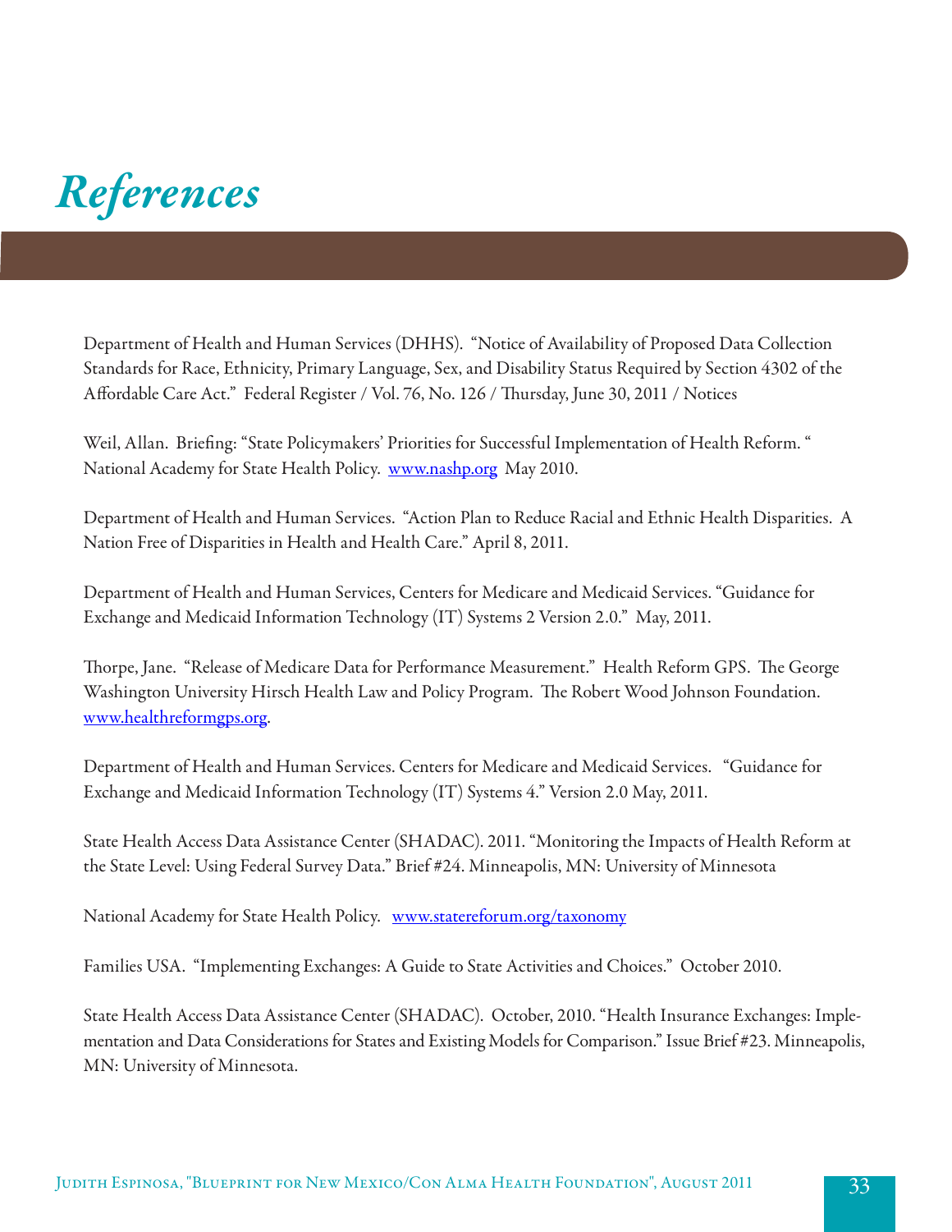# *References*

Department of Health and Human Services (DHHS). "Notice of Availability of Proposed Data Collection Standards for Race, Ethnicity, Primary Language, Sex, and Disability Status Required by Section 4302 of the Affordable Care Act." Federal Register / Vol. 76, No. 126 / Thursday, June 30, 2011 / Notices

Weil, Allan. Briefing: "State Policymakers' Priorities for Successful Implementation of Health Reform. " National Academy for State Health Policy. www.nashp.org May 2010.

Department of Health and Human Services. "Action Plan to Reduce Racial and Ethnic Health Disparities. A Nation Free of Disparities in Health and Health Care." April 8, 2011.

Department of Health and Human Services, Centers for Medicare and Medicaid Services. "Guidance for Exchange and Medicaid Information Technology (IT) Systems 2 Version 2.0." May, 2011.

Thorpe, Jane. "Release of Medicare Data for Performance Measurement." Health Reform GPS. The George Washington University Hirsch Health Law and Policy Program. The Robert Wood Johnson Foundation. www.healthreformgps.org.

Department of Health and Human Services. Centers for Medicare and Medicaid Services. "Guidance for Exchange and Medicaid Information Technology (IT) Systems 4." Version 2.0 May, 2011.

State Health Access Data Assistance Center (SHADAC). 2011. "Monitoring the Impacts of Health Reform at the State Level: Using Federal Survey Data." Brief #24. Minneapolis, MN: University of Minnesota

National Academy for State Health Policy. www.statereforum.org/taxonomy

Families USA. "Implementing Exchanges: A Guide to State Activities and Choices." October 2010.

State Health Access Data Assistance Center (SHADAC). October, 2010. "Health Insurance Exchanges: Implementation and Data Considerations for States and Existing Models for Comparison." Issue Brief #23. Minneapolis, MN: University of Minnesota.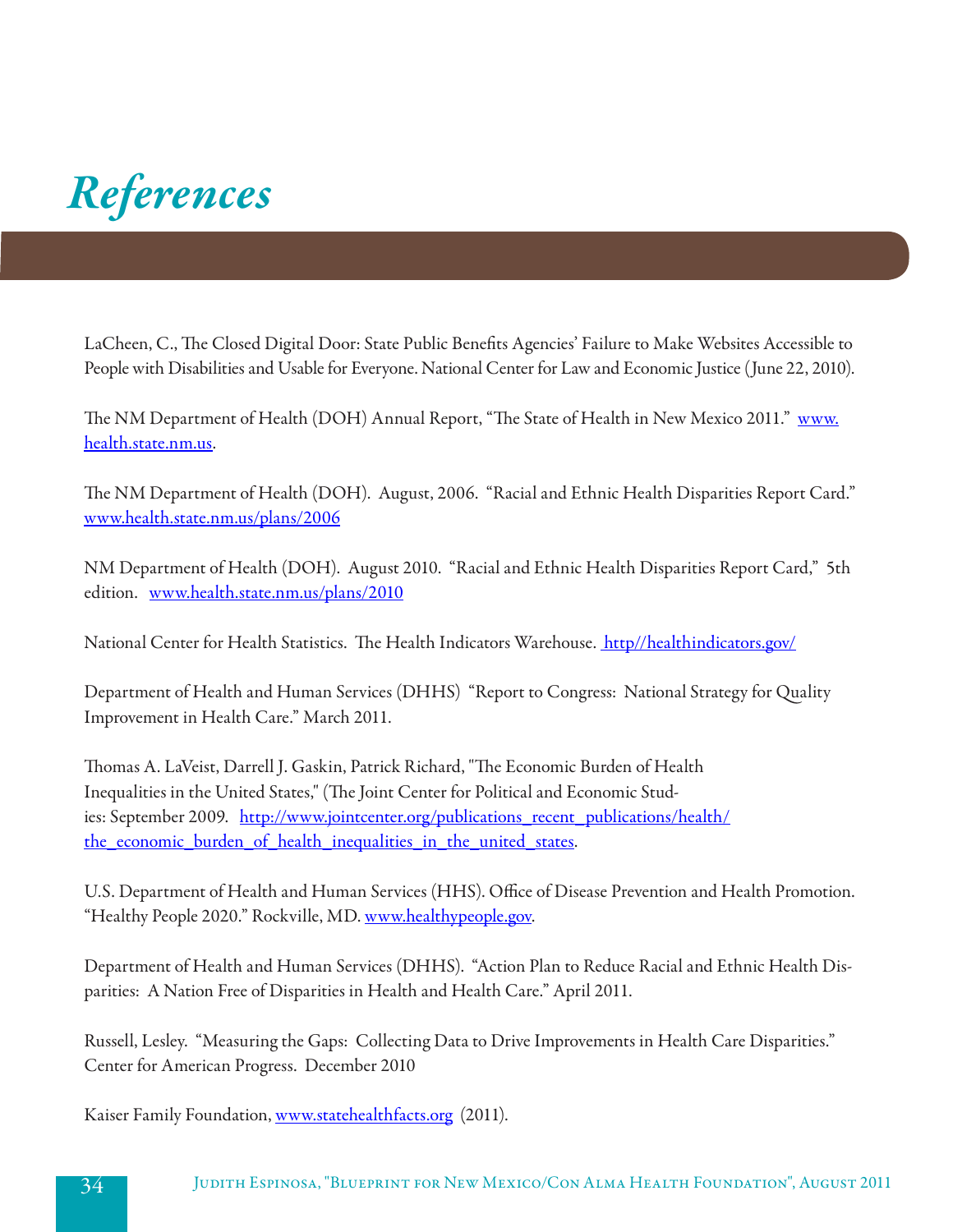# *References*

LaCheen, C., The Closed Digital Door: State Public Benefits Agencies' Failure to Make Websites Accessible to People with Disabilities and Usable for Everyone. National Center for Law and Economic Justice (June 22, 2010).

The NM Department of Health (DOH) Annual Report, "The State of Health in New Mexico 2011." www.health.state.nm.us.

The NM Department of Health (DOH). August, 2006. "Racial and Ethnic Health Disparities Report Card." www.health.state.nm.us/plans/2006

NM Department of Health (DOH). August 2010. "Racial and Ethnic Health Disparities Report Card," 5th edition. www.health.state.nm.us/plans/2010

National Center for Health Statistics. The Health Indicators Warehouse. http//healthindicators.gov/

Department of Health and Human Services (DHHS) "Report to Congress: National Strategy for Quality Improvement in Health Care." March 2011.

Thomas A. LaVeist, Darrell J. Gaskin, Patrick Richard, "The Economic Burden of Health Inequalities in the United States," (The Joint Center for Political and Economic Studies: September 2009. http://www.jointcenter.org/publications_recent_publications/health/the_economic_burden_of_health_inequalities_in_the_united_states.

U.S. Department of Health and Human Services (HHS). Office of Disease Prevention and Health Promotion. "Healthy People 2020." Rockville, MD. www.healthypeople.gov.

Department of Health and Human Services (DHHS). "Action Plan to Reduce Racial and Ethnic Health Disparities: A Nation Free of Disparities in Health and Health Care." April 2011.

Russell, Lesley. "Measuring the Gaps: Collecting Data to Drive Improvements in Health Care Disparities." Center for American Progress. December 2010

Kaiser Family Foundation, www.statehealthfacts.org (2011).